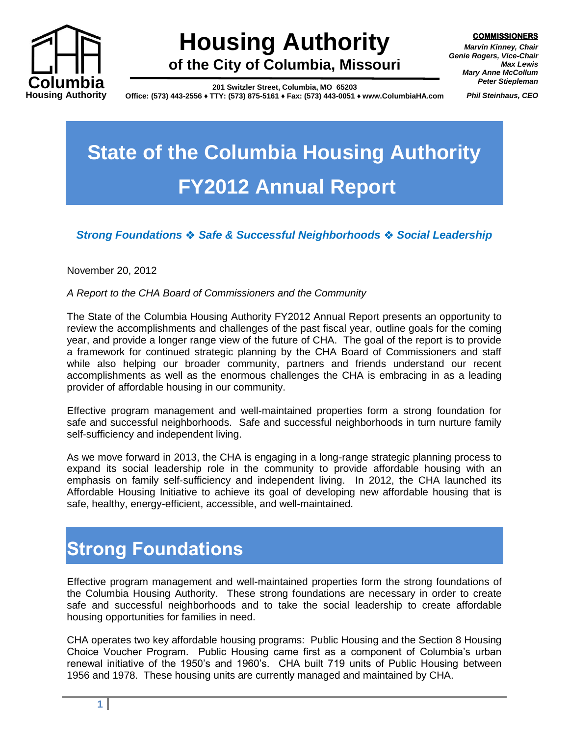# Housing Authority

**of the City of Columbia, Missouri**

201 Switzler Street, Columbia, MO 65203
Office: (573) 443-2556 ♦ TTY: (573) 875-5161 ♦ Fax: (573) 443-0051 ♦ www.ColumbiaHA.com

**COMMISSIONERS**
*Marvin Kinney, Chair*
*Genie Rogers, Vice-Chair*
*Max Lewis*
*Mary Anne McCollum*
*Peter Stiepleman*

*Phil Steinhaus, CEO*

# State of the Columbia Housing Authority FY2012 Annual Report

***Strong Foundations ❖ Safe & Successful Neighborhoods ❖ Social Leadership***

November 20, 2012

*A Report to the CHA Board of Commissioners and the Community*

The State of the Columbia Housing Authority FY2012 Annual Report presents an opportunity to review the accomplishments and challenges of the past fiscal year, outline goals for the coming year, and provide a longer range view of the future of CHA. The goal of the report is to provide a framework for continued strategic planning by the CHA Board of Commissioners and staff while also helping our broader community, partners and friends understand our recent accomplishments as well as the enormous challenges the CHA is embracing in as a leading provider of affordable housing in our community.

Effective program management and well-maintained properties form a strong foundation for safe and successful neighborhoods. Safe and successful neighborhoods in turn nurture family self-sufficiency and independent living.

As we move forward in 2013, the CHA is engaging in a long-range strategic planning process to expand its social leadership role in the community to provide affordable housing with an emphasis on family self-sufficiency and independent living. In 2012, the CHA launched its Affordable Housing Initiative to achieve its goal of developing new affordable housing that is safe, healthy, energy-efficient, accessible, and well-maintained.

## Strong Foundations

Effective program management and well-maintained properties form the strong foundations of the Columbia Housing Authority. These strong foundations are necessary in order to create safe and successful neighborhoods and to take the social leadership to create affordable housing opportunities for families in need.

CHA operates two key affordable housing programs: Public Housing and the Section 8 Housing Choice Voucher Program. Public Housing came first as a component of Columbia's urban renewal initiative of the 1950's and 1960's. CHA built 719 units of Public Housing between 1956 and 1978. These housing units are currently managed and maintained by CHA.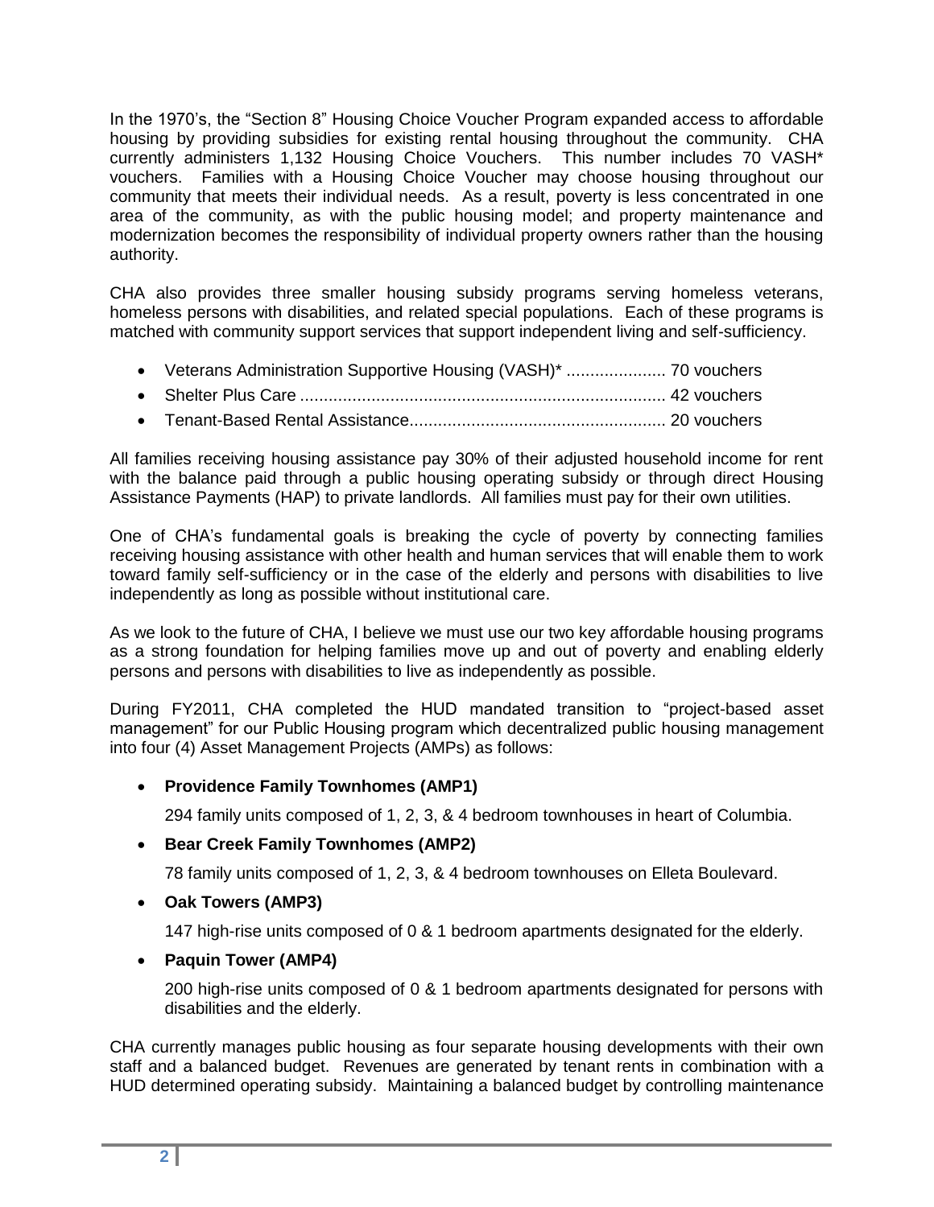In the 1970's, the "Section 8" Housing Choice Voucher Program expanded access to affordable housing by providing subsidies for existing rental housing throughout the community. CHA currently administers 1,132 Housing Choice Vouchers. This number includes 70 VASH* vouchers. Families with a Housing Choice Voucher may choose housing throughout our community that meets their individual needs. As a result, poverty is less concentrated in one area of the community, as with the public housing model; and property maintenance and modernization becomes the responsibility of individual property owners rather than the housing authority.

CHA also provides three smaller housing subsidy programs serving homeless veterans, homeless persons with disabilities, and related special populations. Each of these programs is matched with community support services that support independent living and self-sufficiency.

- Veterans Administration Supportive Housing (VASH)* ..................... 70 vouchers
- Shelter Plus Care ............................................................................ 42 vouchers
- Tenant-Based Rental Assistance..................................................... 20 vouchers

All families receiving housing assistance pay 30% of their adjusted household income for rent with the balance paid through a public housing operating subsidy or through direct Housing Assistance Payments (HAP) to private landlords. All families must pay for their own utilities.

One of CHA's fundamental goals is breaking the cycle of poverty by connecting families receiving housing assistance with other health and human services that will enable them to work toward family self-sufficiency or in the case of the elderly and persons with disabilities to live independently as long as possible without institutional care.

As we look to the future of CHA, I believe we must use our two key affordable housing programs as a strong foundation for helping families move up and out of poverty and enabling elderly persons and persons with disabilities to live as independently as possible.

During FY2011, CHA completed the HUD mandated transition to "project-based asset management" for our Public Housing program which decentralized public housing management into four (4) Asset Management Projects (AMPs) as follows:

- **Providence Family Townhomes (AMP1)**

  294 family units composed of 1, 2, 3, & 4 bedroom townhouses in heart of Columbia.

- **Bear Creek Family Townhomes (AMP2)**

  78 family units composed of 1, 2, 3, & 4 bedroom townhouses on Elleta Boulevard.

- **Oak Towers (AMP3)**

  147 high-rise units composed of 0 & 1 bedroom apartments designated for the elderly.

- **Paquin Tower (AMP4)**

  200 high-rise units composed of 0 & 1 bedroom apartments designated for persons with disabilities and the elderly.

CHA currently manages public housing as four separate housing developments with their own staff and a balanced budget. Revenues are generated by tenant rents in combination with a HUD determined operating subsidy. Maintaining a balanced budget by controlling maintenance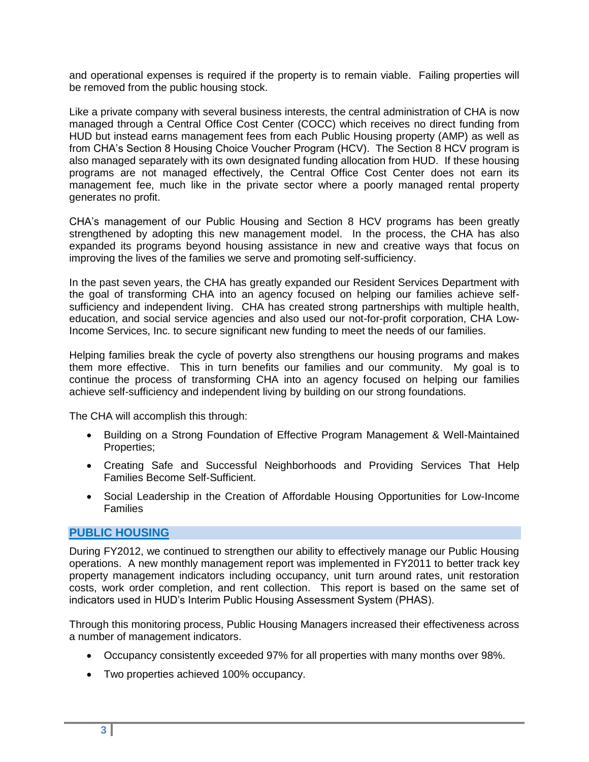and operational expenses is required if the property is to remain viable. Failing properties will be removed from the public housing stock.

Like a private company with several business interests, the central administration of CHA is now managed through a Central Office Cost Center (COCC) which receives no direct funding from HUD but instead earns management fees from each Public Housing property (AMP) as well as from CHA's Section 8 Housing Choice Voucher Program (HCV). The Section 8 HCV program is also managed separately with its own designated funding allocation from HUD. If these housing programs are not managed effectively, the Central Office Cost Center does not earn its management fee, much like in the private sector where a poorly managed rental property generates no profit.

CHA's management of our Public Housing and Section 8 HCV programs has been greatly strengthened by adopting this new management model. In the process, the CHA has also expanded its programs beyond housing assistance in new and creative ways that focus on improving the lives of the families we serve and promoting self-sufficiency.

In the past seven years, the CHA has greatly expanded our Resident Services Department with the goal of transforming CHA into an agency focused on helping our families achieve self-sufficiency and independent living. CHA has created strong partnerships with multiple health, education, and social service agencies and also used our not-for-profit corporation, CHA Low-Income Services, Inc. to secure significant new funding to meet the needs of our families.

Helping families break the cycle of poverty also strengthens our housing programs and makes them more effective. This in turn benefits our families and our community. My goal is to continue the process of transforming CHA into an agency focused on helping our families achieve self-sufficiency and independent living by building on our strong foundations.

The CHA will accomplish this through:

- Building on a Strong Foundation of Effective Program Management & Well-Maintained Properties;
- Creating Safe and Successful Neighborhoods and Providing Services That Help Families Become Self-Sufficient.
- Social Leadership in the Creation of Affordable Housing Opportunities for Low-Income Families

## PUBLIC HOUSING

During FY2012, we continued to strengthen our ability to effectively manage our Public Housing operations. A new monthly management report was implemented in FY2011 to better track key property management indicators including occupancy, unit turn around rates, unit restoration costs, work order completion, and rent collection. This report is based on the same set of indicators used in HUD's Interim Public Housing Assessment System (PHAS).

Through this monitoring process, Public Housing Managers increased their effectiveness across a number of management indicators.

- Occupancy consistently exceeded 97% for all properties with many months over 98%.
- Two properties achieved 100% occupancy.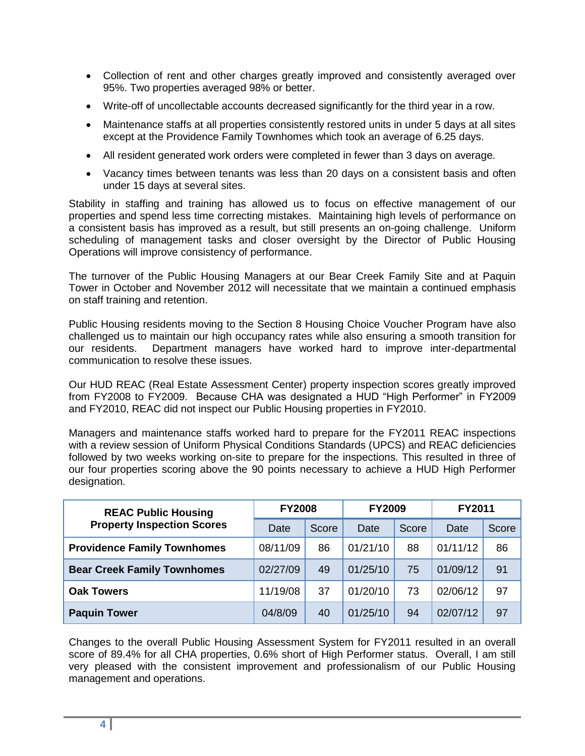- Collection of rent and other charges greatly improved and consistently averaged over 95%. Two properties averaged 98% or better.
- Write-off of uncollectable accounts decreased significantly for the third year in a row.
- Maintenance staffs at all properties consistently restored units in under 5 days at all sites except at the Providence Family Townhomes which took an average of 6.25 days.
- All resident generated work orders were completed in fewer than 3 days on average.
- Vacancy times between tenants was less than 20 days on a consistent basis and often under 15 days at several sites.

Stability in staffing and training has allowed us to focus on effective management of our properties and spend less time correcting mistakes. Maintaining high levels of performance on a consistent basis has improved as a result, but still presents an on-going challenge. Uniform scheduling of management tasks and closer oversight by the Director of Public Housing Operations will improve consistency of performance.

The turnover of the Public Housing Managers at our Bear Creek Family Site and at Paquin Tower in October and November 2012 will necessitate that we maintain a continued emphasis on staff training and retention.

Public Housing residents moving to the Section 8 Housing Choice Voucher Program have also challenged us to maintain our high occupancy rates while also ensuring a smooth transition for our residents. Department managers have worked hard to improve inter-departmental communication to resolve these issues.

Our HUD REAC (Real Estate Assessment Center) property inspection scores greatly improved from FY2008 to FY2009. Because CHA was designated a HUD "High Performer" in FY2009 and FY2010, REAC did not inspect our Public Housing properties in FY2010.

Managers and maintenance staffs worked hard to prepare for the FY2011 REAC inspections with a review session of Uniform Physical Conditions Standards (UPCS) and REAC deficiencies followed by two weeks working on-site to prepare for the inspections. This resulted in three of our four properties scoring above the 90 points necessary to achieve a HUD High Performer designation.

| **REAC Public Housing Property Inspection Scores** | **FY2008** | | **FY2009** | | **FY2011** | |
|---|---|---|---|---|---|---|
| | Date | Score | Date | Score | Date | Score |
| **Providence Family Townhomes** | 08/11/09 | 86 | 01/21/10 | 88 | 01/11/12 | 86 |
| **Bear Creek Family Townhomes** | 02/27/09 | 49 | 01/25/10 | 75 | 01/09/12 | 91 |
| **Oak Towers** | 11/19/08 | 37 | 01/20/10 | 73 | 02/06/12 | 97 |
| **Paquin Tower** | 04/8/09 | 40 | 01/25/10 | 94 | 02/07/12 | 97 |

Changes to the overall Public Housing Assessment System for FY2011 resulted in an overall score of 89.4% for all CHA properties, 0.6% short of High Performer status. Overall, I am still very pleased with the consistent improvement and professionalism of our Public Housing management and operations.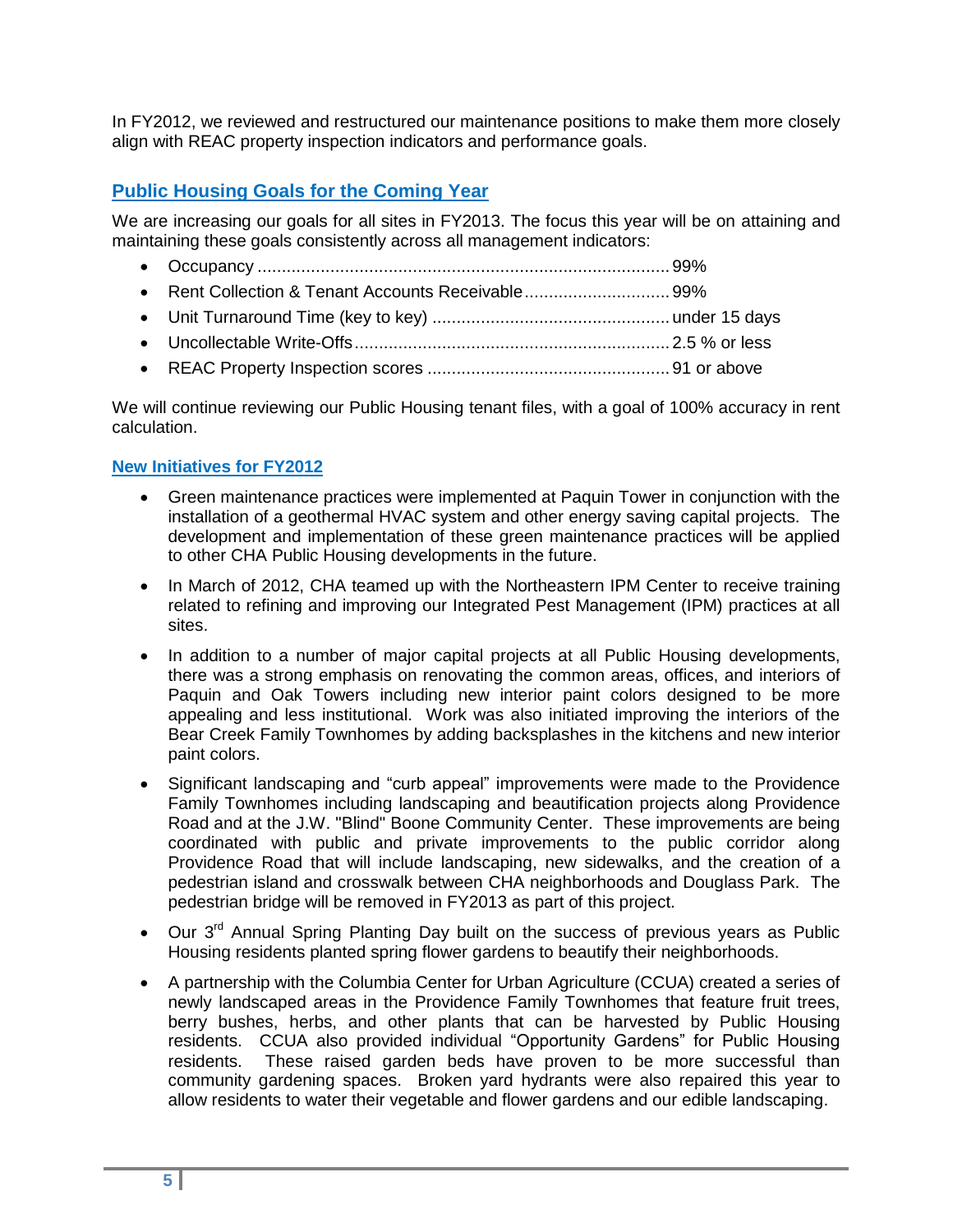In FY2012, we reviewed and restructured our maintenance positions to make them more closely align with REAC property inspection indicators and performance goals.

## Public Housing Goals for the Coming Year

We are increasing our goals for all sites in FY2013. The focus this year will be on attaining and maintaining these goals consistently across all management indicators:

- Occupancy ..................................................................................... 99%
- Rent Collection & Tenant Accounts Receivable .............................. 99%
- Unit Turnaround Time (key to key) ................................................. under 15 days
- Uncollectable Write-Offs ................................................................. 2.5 % or less
- REAC Property Inspection scores .................................................. 91 or above

We will continue reviewing our Public Housing tenant files, with a goal of 100% accuracy in rent calculation.

### New Initiatives for FY2012

- Green maintenance practices were implemented at Paquin Tower in conjunction with the installation of a geothermal HVAC system and other energy saving capital projects. The development and implementation of these green maintenance practices will be applied to other CHA Public Housing developments in the future.
- In March of 2012, CHA teamed up with the Northeastern IPM Center to receive training related to refining and improving our Integrated Pest Management (IPM) practices at all sites.
- In addition to a number of major capital projects at all Public Housing developments, there was a strong emphasis on renovating the common areas, offices, and interiors of Paquin and Oak Towers including new interior paint colors designed to be more appealing and less institutional. Work was also initiated improving the interiors of the Bear Creek Family Townhomes by adding backsplashes in the kitchens and new interior paint colors.
- Significant landscaping and "curb appeal" improvements were made to the Providence Family Townhomes including landscaping and beautification projects along Providence Road and at the J.W. "Blind" Boone Community Center. These improvements are being coordinated with public and private improvements to the public corridor along Providence Road that will include landscaping, new sidewalks, and the creation of a pedestrian island and crosswalk between CHA neighborhoods and Douglass Park. The pedestrian bridge will be removed in FY2013 as part of this project.
- Our 3rd Annual Spring Planting Day built on the success of previous years as Public Housing residents planted spring flower gardens to beautify their neighborhoods.
- A partnership with the Columbia Center for Urban Agriculture (CCUA) created a series of newly landscaped areas in the Providence Family Townhomes that feature fruit trees, berry bushes, herbs, and other plants that can be harvested by Public Housing residents. CCUA also provided individual "Opportunity Gardens" for Public Housing residents. These raised garden beds have proven to be more successful than community gardening spaces. Broken yard hydrants were also repaired this year to allow residents to water their vegetable and flower gardens and our edible landscaping.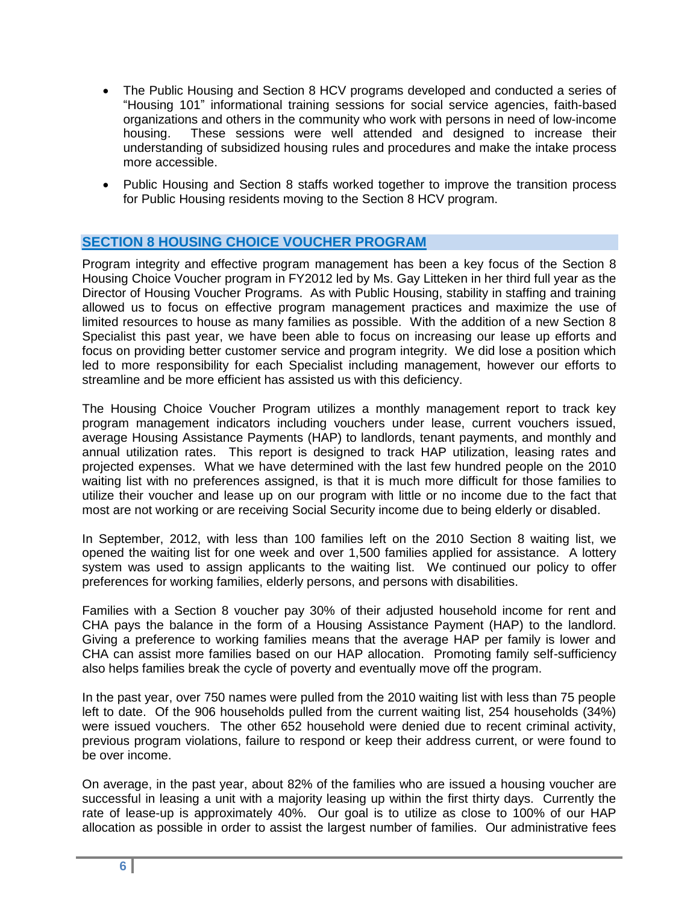- The Public Housing and Section 8 HCV programs developed and conducted a series of "Housing 101" informational training sessions for social service agencies, faith-based organizations and others in the community who work with persons in need of low-income housing. These sessions were well attended and designed to increase their understanding of subsidized housing rules and procedures and make the intake process more accessible.
- Public Housing and Section 8 staffs worked together to improve the transition process for Public Housing residents moving to the Section 8 HCV program.

## SECTION 8 HOUSING CHOICE VOUCHER PROGRAM

Program integrity and effective program management has been a key focus of the Section 8 Housing Choice Voucher program in FY2012 led by Ms. Gay Litteken in her third full year as the Director of Housing Voucher Programs. As with Public Housing, stability in staffing and training allowed us to focus on effective program management practices and maximize the use of limited resources to house as many families as possible. With the addition of a new Section 8 Specialist this past year, we have been able to focus on increasing our lease up efforts and focus on providing better customer service and program integrity. We did lose a position which led to more responsibility for each Specialist including management, however our efforts to streamline and be more efficient has assisted us with this deficiency.

The Housing Choice Voucher Program utilizes a monthly management report to track key program management indicators including vouchers under lease, current vouchers issued, average Housing Assistance Payments (HAP) to landlords, tenant payments, and monthly and annual utilization rates. This report is designed to track HAP utilization, leasing rates and projected expenses. What we have determined with the last few hundred people on the 2010 waiting list with no preferences assigned, is that it is much more difficult for those families to utilize their voucher and lease up on our program with little or no income due to the fact that most are not working or are receiving Social Security income due to being elderly or disabled.

In September, 2012, with less than 100 families left on the 2010 Section 8 waiting list, we opened the waiting list for one week and over 1,500 families applied for assistance. A lottery system was used to assign applicants to the waiting list. We continued our policy to offer preferences for working families, elderly persons, and persons with disabilities.

Families with a Section 8 voucher pay 30% of their adjusted household income for rent and CHA pays the balance in the form of a Housing Assistance Payment (HAP) to the landlord. Giving a preference to working families means that the average HAP per family is lower and CHA can assist more families based on our HAP allocation. Promoting family self-sufficiency also helps families break the cycle of poverty and eventually move off the program.

In the past year, over 750 names were pulled from the 2010 waiting list with less than 75 people left to date. Of the 906 households pulled from the current waiting list, 254 households (34%) were issued vouchers. The other 652 household were denied due to recent criminal activity, previous program violations, failure to respond or keep their address current, or were found to be over income.

On average, in the past year, about 82% of the families who are issued a housing voucher are successful in leasing a unit with a majority leasing up within the first thirty days. Currently the rate of lease-up is approximately 40%. Our goal is to utilize as close to 100% of our HAP allocation as possible in order to assist the largest number of families. Our administrative fees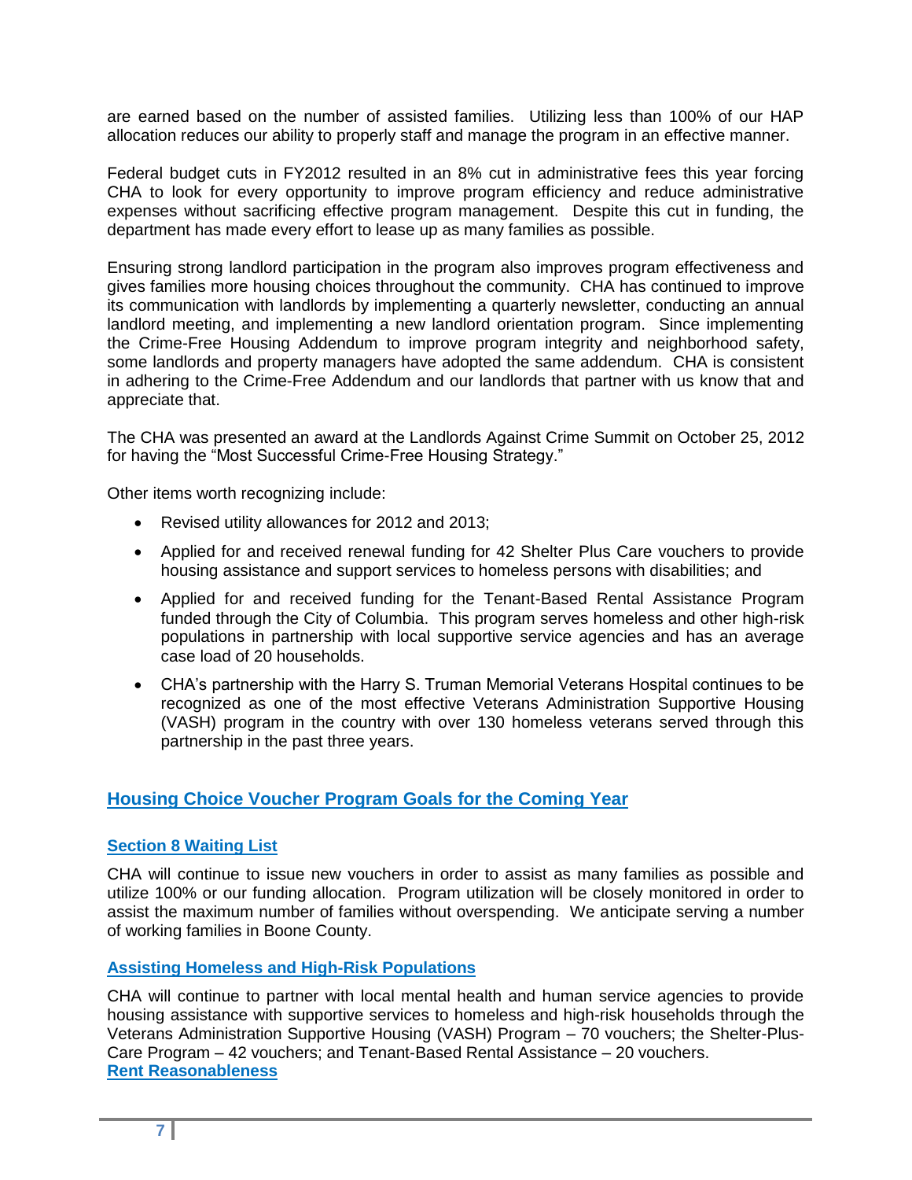are earned based on the number of assisted families. Utilizing less than 100% of our HAP allocation reduces our ability to properly staff and manage the program in an effective manner.

Federal budget cuts in FY2012 resulted in an 8% cut in administrative fees this year forcing CHA to look for every opportunity to improve program efficiency and reduce administrative expenses without sacrificing effective program management. Despite this cut in funding, the department has made every effort to lease up as many families as possible.

Ensuring strong landlord participation in the program also improves program effectiveness and gives families more housing choices throughout the community. CHA has continued to improve its communication with landlords by implementing a quarterly newsletter, conducting an annual landlord meeting, and implementing a new landlord orientation program. Since implementing the Crime-Free Housing Addendum to improve program integrity and neighborhood safety, some landlords and property managers have adopted the same addendum. CHA is consistent in adhering to the Crime-Free Addendum and our landlords that partner with us know that and appreciate that.

The CHA was presented an award at the Landlords Against Crime Summit on October 25, 2012 for having the "Most Successful Crime-Free Housing Strategy."

Other items worth recognizing include:

- Revised utility allowances for 2012 and 2013;
- Applied for and received renewal funding for 42 Shelter Plus Care vouchers to provide housing assistance and support services to homeless persons with disabilities; and
- Applied for and received funding for the Tenant-Based Rental Assistance Program funded through the City of Columbia. This program serves homeless and other high-risk populations in partnership with local supportive service agencies and has an average case load of 20 households.
- CHA's partnership with the Harry S. Truman Memorial Veterans Hospital continues to be recognized as one of the most effective Veterans Administration Supportive Housing (VASH) program in the country with over 130 homeless veterans served through this partnership in the past three years.

## Housing Choice Voucher Program Goals for the Coming Year

### Section 8 Waiting List

CHA will continue to issue new vouchers in order to assist as many families as possible and utilize 100% or our funding allocation. Program utilization will be closely monitored in order to assist the maximum number of families without overspending. We anticipate serving a number of working families in Boone County.

### Assisting Homeless and High-Risk Populations

CHA will continue to partner with local mental health and human service agencies to provide housing assistance with supportive services to homeless and high-risk households through the Veterans Administration Supportive Housing (VASH) Program – 70 vouchers; the Shelter-Plus-Care Program – 42 vouchers; and Tenant-Based Rental Assistance – 20 vouchers.

### Rent Reasonableness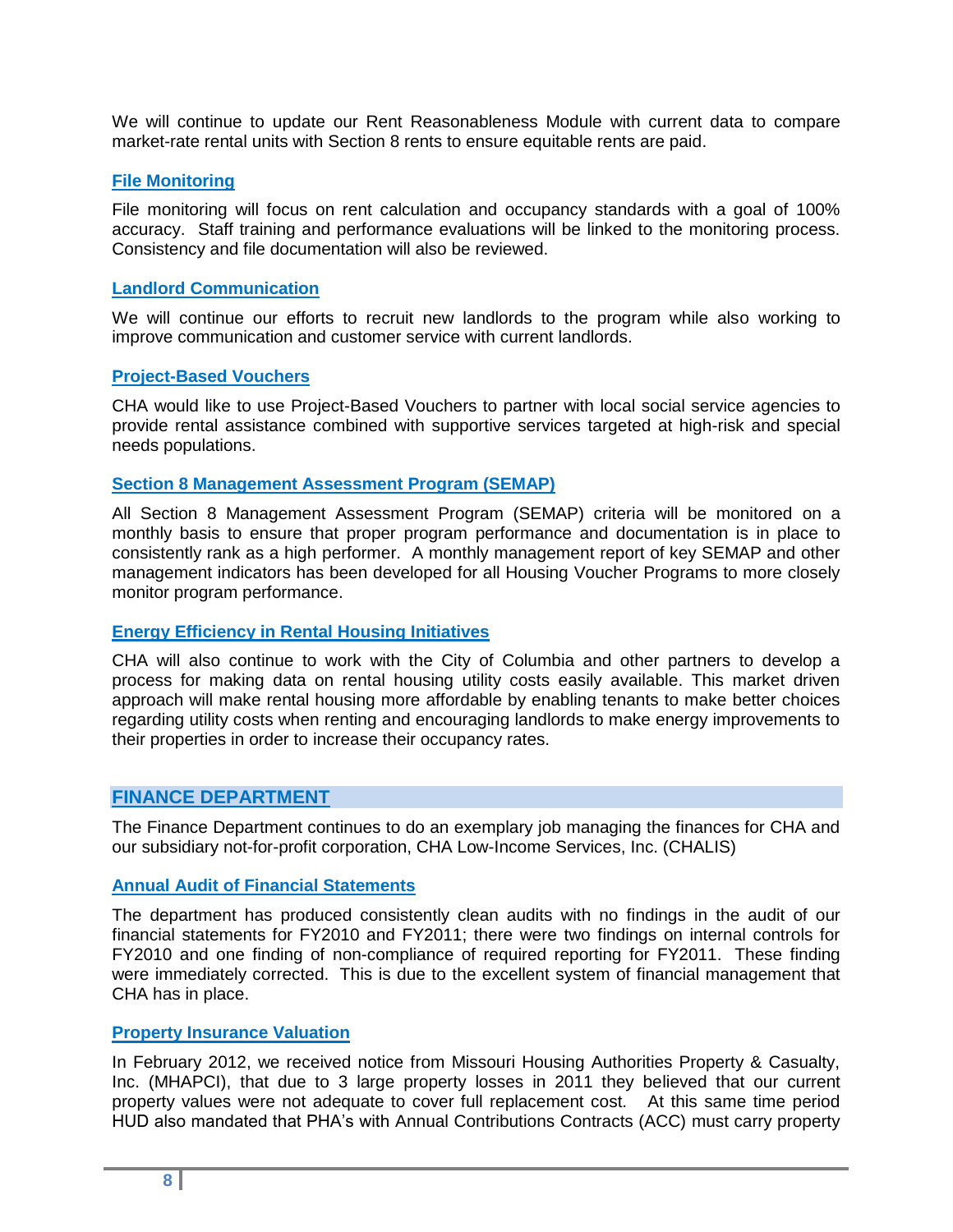We will continue to update our Rent Reasonableness Module with current data to compare market-rate rental units with Section 8 rents to ensure equitable rents are paid.

### File Monitoring

File monitoring will focus on rent calculation and occupancy standards with a goal of 100% accuracy. Staff training and performance evaluations will be linked to the monitoring process. Consistency and file documentation will also be reviewed.

### Landlord Communication

We will continue our efforts to recruit new landlords to the program while also working to improve communication and customer service with current landlords.

### Project-Based Vouchers

CHA would like to use Project-Based Vouchers to partner with local social service agencies to provide rental assistance combined with supportive services targeted at high-risk and special needs populations.

### Section 8 Management Assessment Program (SEMAP)

All Section 8 Management Assessment Program (SEMAP) criteria will be monitored on a monthly basis to ensure that proper program performance and documentation is in place to consistently rank as a high performer. A monthly management report of key SEMAP and other management indicators has been developed for all Housing Voucher Programs to more closely monitor program performance.

### Energy Efficiency in Rental Housing Initiatives

CHA will also continue to work with the City of Columbia and other partners to develop a process for making data on rental housing utility costs easily available. This market driven approach will make rental housing more affordable by enabling tenants to make better choices regarding utility costs when renting and encouraging landlords to make energy improvements to their properties in order to increase their occupancy rates.

## FINANCE DEPARTMENT

The Finance Department continues to do an exemplary job managing the finances for CHA and our subsidiary not-for-profit corporation, CHA Low-Income Services, Inc. (CHALIS)

### Annual Audit of Financial Statements

The department has produced consistently clean audits with no findings in the audit of our financial statements for FY2010 and FY2011; there were two findings on internal controls for FY2010 and one finding of non-compliance of required reporting for FY2011. These finding were immediately corrected. This is due to the excellent system of financial management that CHA has in place.

### Property Insurance Valuation

In February 2012, we received notice from Missouri Housing Authorities Property & Casualty, Inc. (MHAPCI), that due to 3 large property losses in 2011 they believed that our current property values were not adequate to cover full replacement cost. At this same time period HUD also mandated that PHA's with Annual Contributions Contracts (ACC) must carry property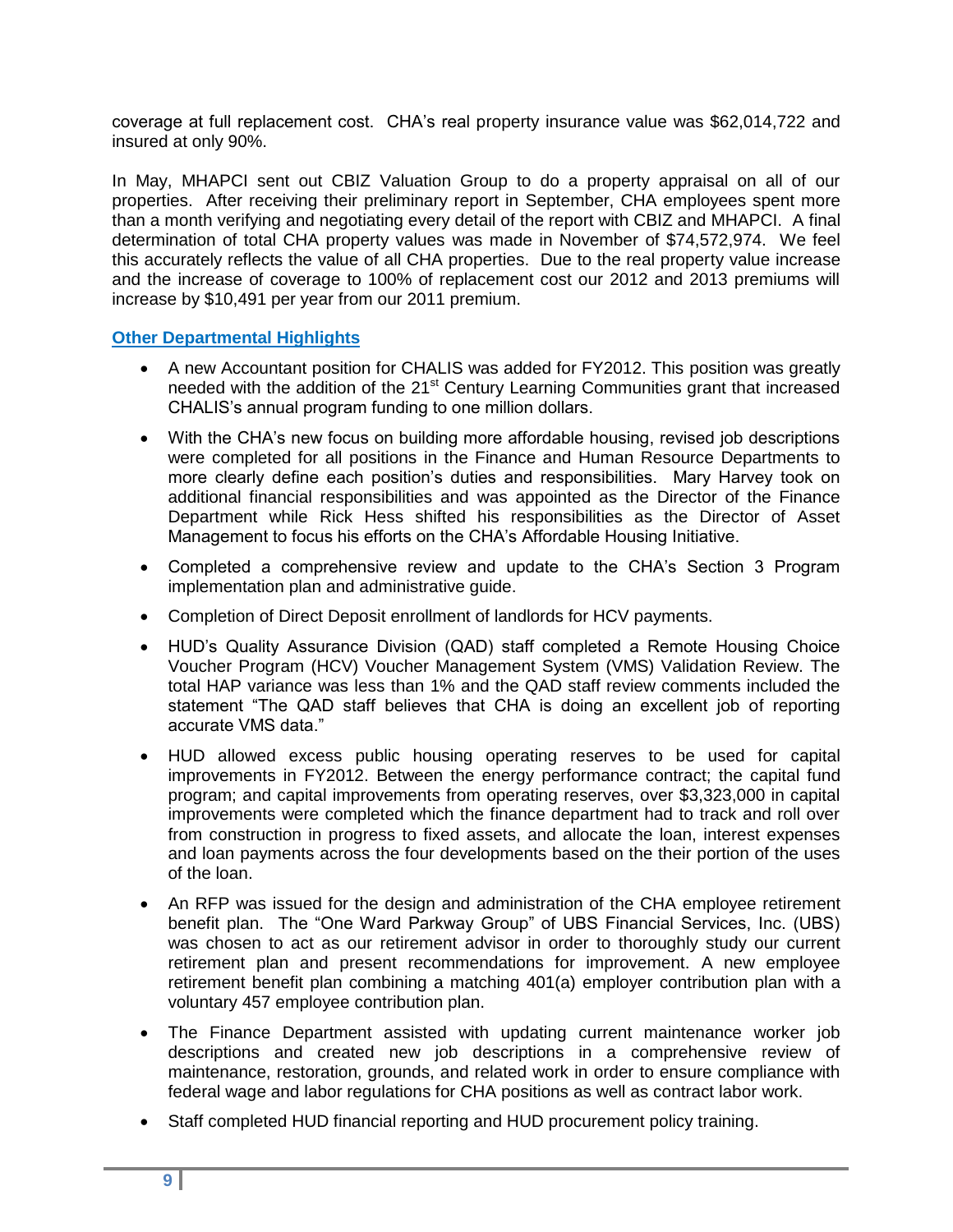coverage at full replacement cost. CHA's real property insurance value was $62,014,722 and insured at only 90%.

In May, MHAPCI sent out CBIZ Valuation Group to do a property appraisal on all of our properties. After receiving their preliminary report in September, CHA employees spent more than a month verifying and negotiating every detail of the report with CBIZ and MHAPCI. A final determination of total CHA property values was made in November of $74,572,974. We feel this accurately reflects the value of all CHA properties. Due to the real property value increase and the increase of coverage to 100% of replacement cost our 2012 and 2013 premiums will increase by $10,491 per year from our 2011 premium.

### Other Departmental Highlights

- A new Accountant position for CHALIS was added for FY2012. This position was greatly needed with the addition of the 21st Century Learning Communities grant that increased CHALIS's annual program funding to one million dollars.
- With the CHA's new focus on building more affordable housing, revised job descriptions were completed for all positions in the Finance and Human Resource Departments to more clearly define each position's duties and responsibilities. Mary Harvey took on additional financial responsibilities and was appointed as the Director of the Finance Department while Rick Hess shifted his responsibilities as the Director of Asset Management to focus his efforts on the CHA's Affordable Housing Initiative.
- Completed a comprehensive review and update to the CHA's Section 3 Program implementation plan and administrative guide.
- Completion of Direct Deposit enrollment of landlords for HCV payments.
- HUD's Quality Assurance Division (QAD) staff completed a Remote Housing Choice Voucher Program (HCV) Voucher Management System (VMS) Validation Review. The total HAP variance was less than 1% and the QAD staff review comments included the statement "The QAD staff believes that CHA is doing an excellent job of reporting accurate VMS data."
- HUD allowed excess public housing operating reserves to be used for capital improvements in FY2012. Between the energy performance contract; the capital fund program; and capital improvements from operating reserves, over $3,323,000 in capital improvements were completed which the finance department had to track and roll over from construction in progress to fixed assets, and allocate the loan, interest expenses and loan payments across the four developments based on the their portion of the uses of the loan.
- An RFP was issued for the design and administration of the CHA employee retirement benefit plan. The "One Ward Parkway Group" of UBS Financial Services, Inc. (UBS) was chosen to act as our retirement advisor in order to thoroughly study our current retirement plan and present recommendations for improvement. A new employee retirement benefit plan combining a matching 401(a) employer contribution plan with a voluntary 457 employee contribution plan.
- The Finance Department assisted with updating current maintenance worker job descriptions and created new job descriptions in a comprehensive review of maintenance, restoration, grounds, and related work in order to ensure compliance with federal wage and labor regulations for CHA positions as well as contract labor work.
- Staff completed HUD financial reporting and HUD procurement policy training.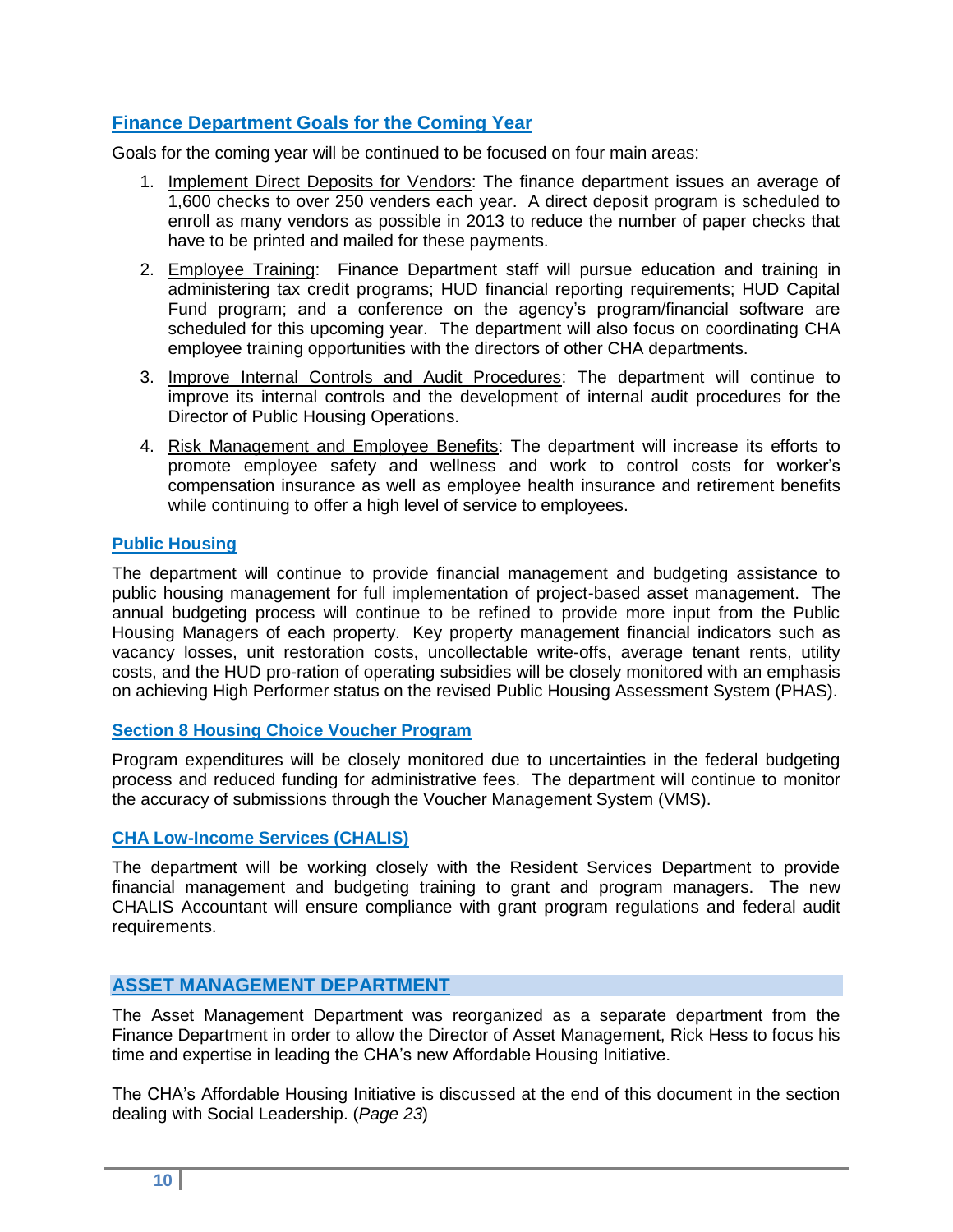## Finance Department Goals for the Coming Year

Goals for the coming year will be continued to be focused on four main areas:

1. Implement Direct Deposits for Vendors: The finance department issues an average of 1,600 checks to over 250 venders each year. A direct deposit program is scheduled to enroll as many vendors as possible in 2013 to reduce the number of paper checks that have to be printed and mailed for these payments.
2. Employee Training: Finance Department staff will pursue education and training in administering tax credit programs; HUD financial reporting requirements; HUD Capital Fund program; and a conference on the agency's program/financial software are scheduled for this upcoming year. The department will also focus on coordinating CHA employee training opportunities with the directors of other CHA departments.
3. Improve Internal Controls and Audit Procedures: The department will continue to improve its internal controls and the development of internal audit procedures for the Director of Public Housing Operations.
4. Risk Management and Employee Benefits: The department will increase its efforts to promote employee safety and wellness and work to control costs for worker's compensation insurance as well as employee health insurance and retirement benefits while continuing to offer a high level of service to employees.

### Public Housing

The department will continue to provide financial management and budgeting assistance to public housing management for full implementation of project-based asset management. The annual budgeting process will continue to be refined to provide more input from the Public Housing Managers of each property. Key property management financial indicators such as vacancy losses, unit restoration costs, uncollectable write-offs, average tenant rents, utility costs, and the HUD pro-ration of operating subsidies will be closely monitored with an emphasis on achieving High Performer status on the revised Public Housing Assessment System (PHAS).

### Section 8 Housing Choice Voucher Program

Program expenditures will be closely monitored due to uncertainties in the federal budgeting process and reduced funding for administrative fees. The department will continue to monitor the accuracy of submissions through the Voucher Management System (VMS).

### CHA Low-Income Services (CHALIS)

The department will be working closely with the Resident Services Department to provide financial management and budgeting training to grant and program managers. The new CHALIS Accountant will ensure compliance with grant program regulations and federal audit requirements.

## ASSET MANAGEMENT DEPARTMENT

The Asset Management Department was reorganized as a separate department from the Finance Department in order to allow the Director of Asset Management, Rick Hess to focus his time and expertise in leading the CHA's new Affordable Housing Initiative.

The CHA's Affordable Housing Initiative is discussed at the end of this document in the section dealing with Social Leadership. (*Page 23*)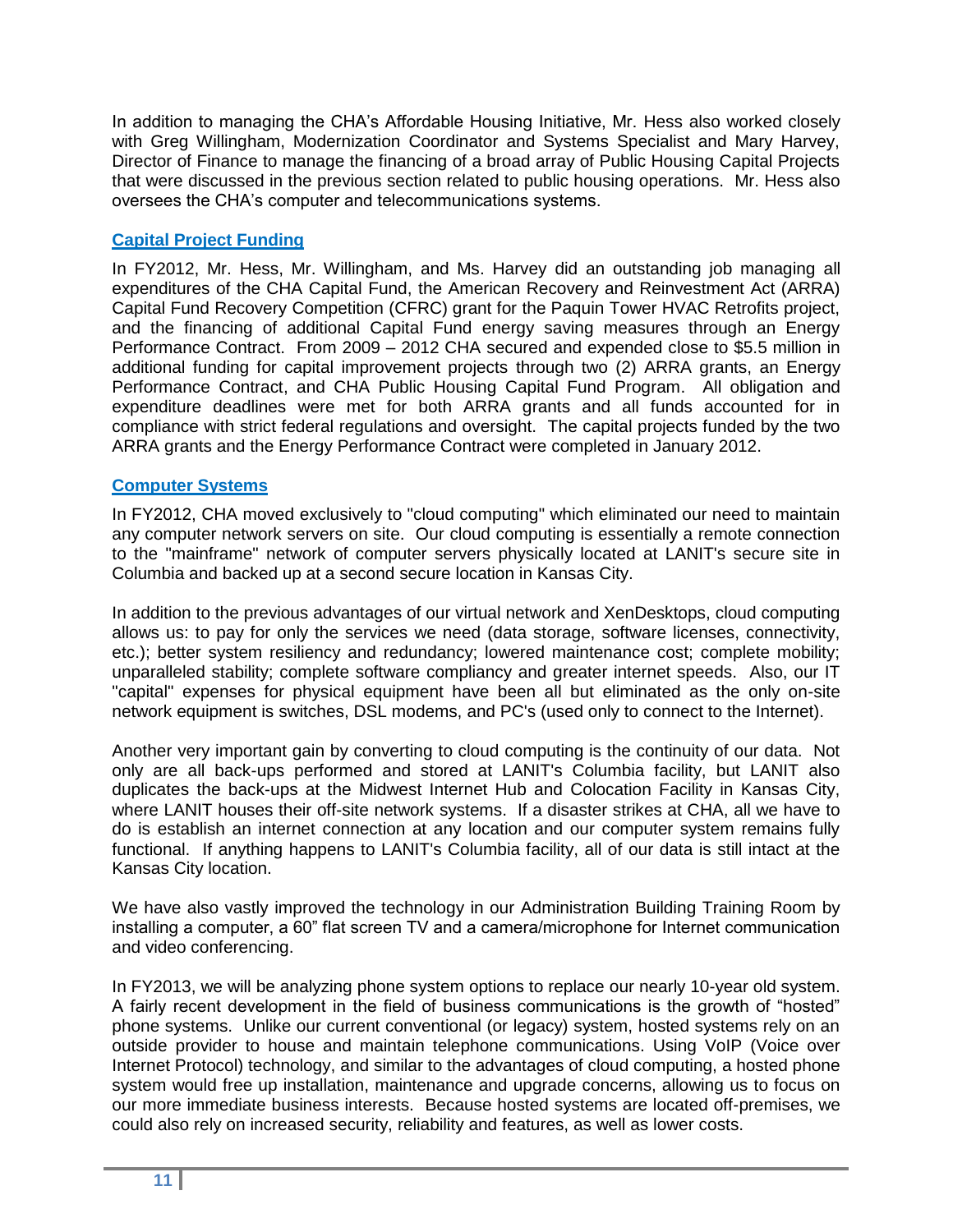In addition to managing the CHA's Affordable Housing Initiative, Mr. Hess also worked closely with Greg Willingham, Modernization Coordinator and Systems Specialist and Mary Harvey, Director of Finance to manage the financing of a broad array of Public Housing Capital Projects that were discussed in the previous section related to public housing operations. Mr. Hess also oversees the CHA's computer and telecommunications systems.

## Capital Project Funding

In FY2012, Mr. Hess, Mr. Willingham, and Ms. Harvey did an outstanding job managing all expenditures of the CHA Capital Fund, the American Recovery and Reinvestment Act (ARRA) Capital Fund Recovery Competition (CFRC) grant for the Paquin Tower HVAC Retrofits project, and the financing of additional Capital Fund energy saving measures through an Energy Performance Contract. From 2009 – 2012 CHA secured and expended close to $5.5 million in additional funding for capital improvement projects through two (2) ARRA grants, an Energy Performance Contract, and CHA Public Housing Capital Fund Program. All obligation and expenditure deadlines were met for both ARRA grants and all funds accounted for in compliance with strict federal regulations and oversight. The capital projects funded by the two ARRA grants and the Energy Performance Contract were completed in January 2012.

## Computer Systems

In FY2012, CHA moved exclusively to "cloud computing" which eliminated our need to maintain any computer network servers on site. Our cloud computing is essentially a remote connection to the "mainframe" network of computer servers physically located at LANIT's secure site in Columbia and backed up at a second secure location in Kansas City.

In addition to the previous advantages of our virtual network and XenDesktops, cloud computing allows us: to pay for only the services we need (data storage, software licenses, connectivity, etc.); better system resiliency and redundancy; lowered maintenance cost; complete mobility; unparalleled stability; complete software compliancy and greater internet speeds. Also, our IT "capital" expenses for physical equipment have been all but eliminated as the only on-site network equipment is switches, DSL modems, and PC's (used only to connect to the Internet).

Another very important gain by converting to cloud computing is the continuity of our data. Not only are all back-ups performed and stored at LANIT's Columbia facility, but LANIT also duplicates the back-ups at the Midwest Internet Hub and Colocation Facility in Kansas City, where LANIT houses their off-site network systems. If a disaster strikes at CHA, all we have to do is establish an internet connection at any location and our computer system remains fully functional. If anything happens to LANIT's Columbia facility, all of our data is still intact at the Kansas City location.

We have also vastly improved the technology in our Administration Building Training Room by installing a computer, a 60" flat screen TV and a camera/microphone for Internet communication and video conferencing.

In FY2013, we will be analyzing phone system options to replace our nearly 10-year old system. A fairly recent development in the field of business communications is the growth of "hosted" phone systems. Unlike our current conventional (or legacy) system, hosted systems rely on an outside provider to house and maintain telephone communications. Using VoIP (Voice over Internet Protocol) technology, and similar to the advantages of cloud computing, a hosted phone system would free up installation, maintenance and upgrade concerns, allowing us to focus on our more immediate business interests. Because hosted systems are located off-premises, we could also rely on increased security, reliability and features, as well as lower costs.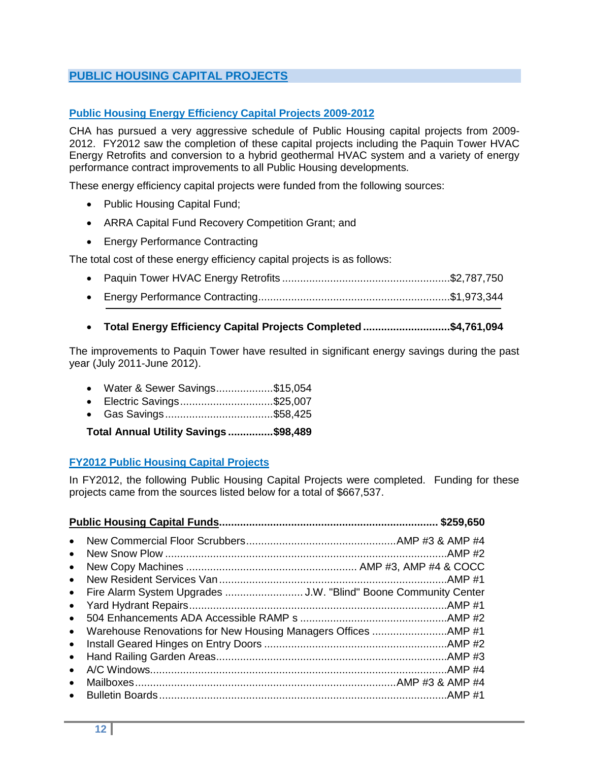## PUBLIC HOUSING CAPITAL PROJECTS

### Public Housing Energy Efficiency Capital Projects 2009-2012

CHA has pursued a very aggressive schedule of Public Housing capital projects from 2009-2012. FY2012 saw the completion of these capital projects including the Paquin Tower HVAC Energy Retrofits and conversion to a hybrid geothermal HVAC system and a variety of energy performance contract improvements to all Public Housing developments.

These energy efficiency capital projects were funded from the following sources:

- Public Housing Capital Fund;
- ARRA Capital Fund Recovery Competition Grant; and
- Energy Performance Contracting

The total cost of these energy efficiency capital projects is as follows:

- Paquin Tower HVAC Energy Retrofits ........................................................$2,787,750
- Energy Performance Contracting................................................................$1,973,344

- **Total Energy Efficiency Capital Projects Completed .............................$4,761,094**

The improvements to Paquin Tower have resulted in significant energy savings during the past year (July 2011-June 2012).

- Water & Sewer Savings...................$15,054
- Electric Savings...............................$25,007
- Gas Savings....................................$58,425

**Total Annual Utility Savings ...............$98,489**

### FY2012 Public Housing Capital Projects

In FY2012, the following Public Housing Capital Projects were completed. Funding for these projects came from the sources listed below for a total of $667,537.

**Public Housing Capital Funds......................................................................... $259,650**

- New Commercial Floor Scrubbers..................................................AMP #3 & AMP #4
- New Snow Plow ..............................................................................................AMP #2
- New Copy Machines ......................................................... AMP #3, AMP #4 & COCC
- New Resident Services Van.............................................................................AMP #1
- Fire Alarm System Upgrades .......................... J.W. "Blind" Boone Community Center
- Yard Hydrant Repairs......................................................................................AMP #1
- 504 Enhancements ADA Accessible RAMP s .................................................AMP #2
- Warehouse Renovations for New Housing Managers Offices .........................AMP #1
- Install Geared Hinges on Entry Doors .............................................................AMP #2
- Hand Railing Garden Areas.............................................................................AMP #3
- A/C Windows...................................................................................................AMP #4
- Mailboxes......................................................................................AMP #3 & AMP #4
- Bulletin Boards................................................................................................AMP #1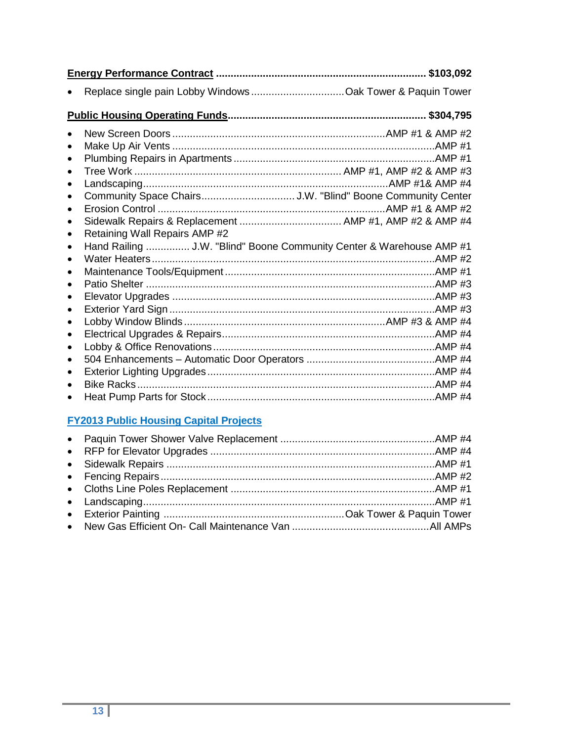**Energy Performance Contract ........................................................................ $103,092**

- Replace single pain Lobby Windows ................................ Oak Tower & Paquin Tower

**Public Housing Operating Funds.................................................................... $304,795**

- New Screen Doors ........................................................................ AMP #1 & AMP #2
- Make Up Air Vents ........................................................................................ AMP #1
- Plumbing Repairs in Apartments .................................................................... AMP #1
- Tree Work ...................................................................... AMP #1, AMP #2 & AMP #3
- Landscaping.................................................................................... AMP #1& AMP #4
- Community Space Chairs................................ J.W. "Blind" Boone Community Center
- Erosion Control ............................................................................. AMP #1 & AMP #2
- Sidewalk Repairs & Replacement .................................. AMP #1, AMP #2 & AMP #4
- Retaining Wall Repairs AMP #2
- Hand Railing ............... J.W. "Blind" Boone Community Center & Warehouse AMP #1
- Water Heaters ................................................................................................ AMP #2
- Maintenance Tools/Equipment ....................................................................... AMP #1
- Patio Shelter .................................................................................................. AMP #3
- Elevator Upgrades ......................................................................................... AMP #3
- Exterior Yard Sign .......................................................................................... AMP #3
- Lobby Window Blinds .................................................................... AMP #3 & AMP #4
- Electrical Upgrades & Repairs ........................................................................ AMP #4
- Lobby & Office Renovations ........................................................................... AMP #4
- 504 Enhancements – Automatic Door Operators ............................................ AMP #4
- Exterior Lighting Upgrades ............................................................................. AMP #4
- Bike Racks ..................................................................................................... AMP #4
- Heat Pump Parts for Stock ............................................................................. AMP #4

**FY2013 Public Housing Capital Projects**

- Paquin Tower Shower Valve Replacement .................................................... AMP #4
- RFP for Elevator Upgrades ............................................................................ AMP #4
- Sidewalk Repairs ........................................................................................... AMP #1
- Fencing Repairs ............................................................................................. AMP #2
- Cloths Line Poles Replacement ...................................................................... AMP #1
- Landscaping................................................................................................... AMP #1
- Exterior Painting ............................................................. Oak Tower & Paquin Tower
- New Gas Efficient On- Call Maintenance Van ............................................... All AMPs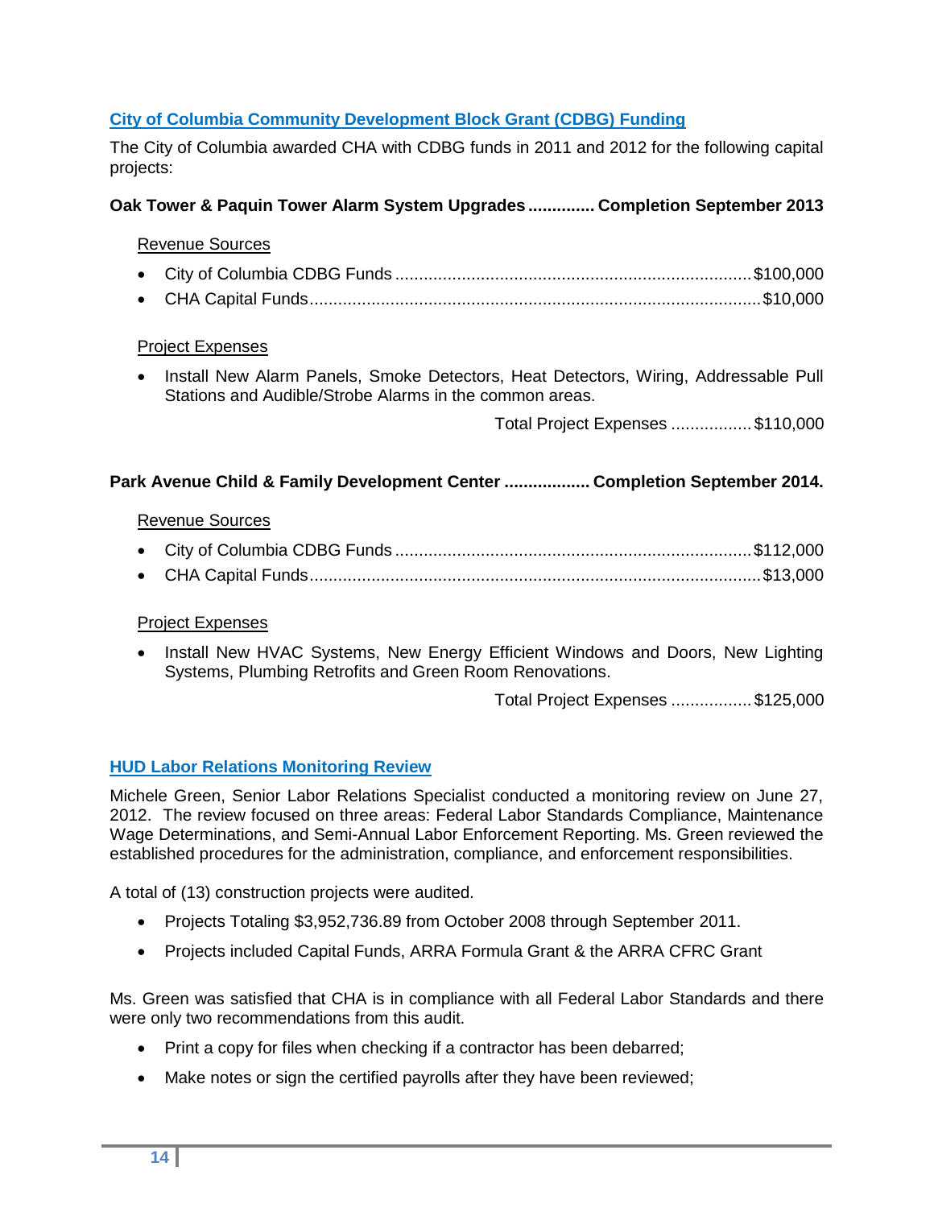## City of Columbia Community Development Block Grant (CDBG) Funding

The City of Columbia awarded CHA with CDBG funds in 2011 and 2012 for the following capital projects:

**Oak Tower & Paquin Tower Alarm System Upgrades .............. Completion September 2013**

Revenue Sources

- City of Columbia CDBG Funds ........................................................................ $100,000
- CHA Capital Funds ........................................................................................ $10,000

Project Expenses

- Install New Alarm Panels, Smoke Detectors, Heat Detectors, Wiring, Addressable Pull Stations and Audible/Strobe Alarms in the common areas.

Total Project Expenses ................. $110,000

**Park Avenue Child & Family Development Center .................. Completion September 2014.**

Revenue Sources

- City of Columbia CDBG Funds ........................................................................ $112,000
- CHA Capital Funds ........................................................................................ $13,000

Project Expenses

- Install New HVAC Systems, New Energy Efficient Windows and Doors, New Lighting Systems, Plumbing Retrofits and Green Room Renovations.

Total Project Expenses ................. $125,000

## HUD Labor Relations Monitoring Review

Michele Green, Senior Labor Relations Specialist conducted a monitoring review on June 27, 2012. The review focused on three areas: Federal Labor Standards Compliance, Maintenance Wage Determinations, and Semi-Annual Labor Enforcement Reporting. Ms. Green reviewed the established procedures for the administration, compliance, and enforcement responsibilities.

A total of (13) construction projects were audited.

- Projects Totaling $3,952,736.89 from October 2008 through September 2011.
- Projects included Capital Funds, ARRA Formula Grant & the ARRA CFRC Grant

Ms. Green was satisfied that CHA is in compliance with all Federal Labor Standards and there were only two recommendations from this audit.

- Print a copy for files when checking if a contractor has been debarred;
- Make notes or sign the certified payrolls after they have been reviewed;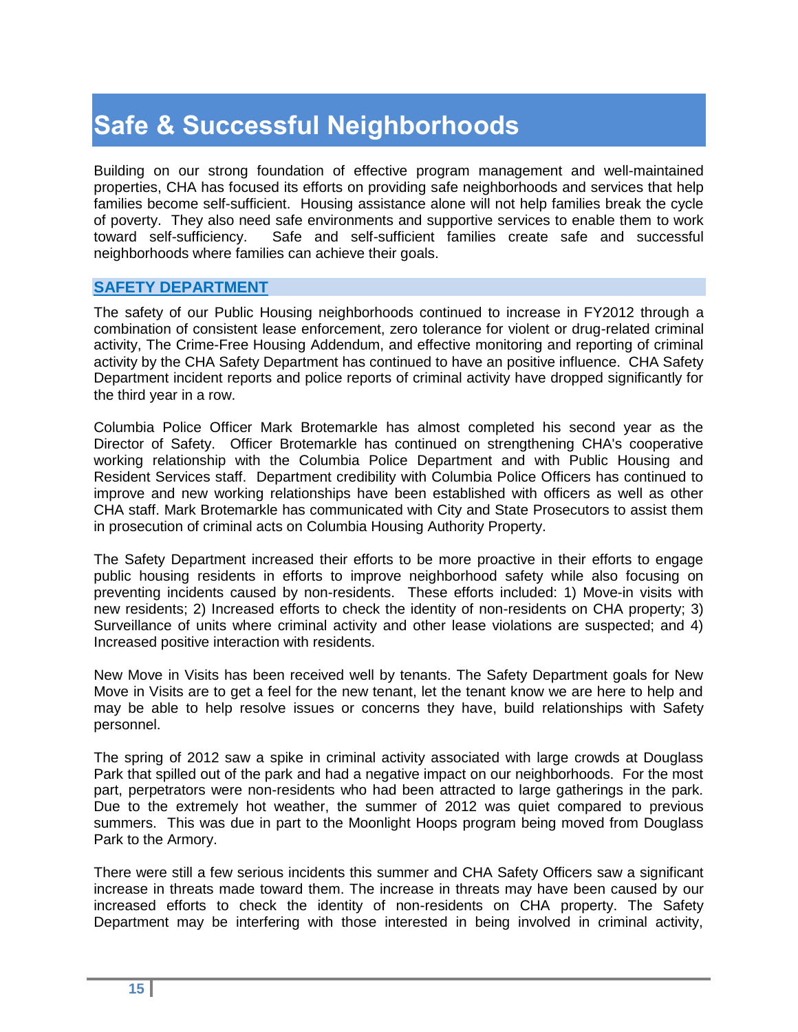# Safe & Successful Neighborhoods

Building on our strong foundation of effective program management and well-maintained properties, CHA has focused its efforts on providing safe neighborhoods and services that help families become self-sufficient. Housing assistance alone will not help families break the cycle of poverty. They also need safe environments and supportive services to enable them to work toward self-sufficiency. Safe and self-sufficient families create safe and successful neighborhoods where families can achieve their goals.

## SAFETY DEPARTMENT

The safety of our Public Housing neighborhoods continued to increase in FY2012 through a combination of consistent lease enforcement, zero tolerance for violent or drug-related criminal activity, The Crime-Free Housing Addendum, and effective monitoring and reporting of criminal activity by the CHA Safety Department has continued to have an positive influence. CHA Safety Department incident reports and police reports of criminal activity have dropped significantly for the third year in a row.

Columbia Police Officer Mark Brotemarkle has almost completed his second year as the Director of Safety. Officer Brotemarkle has continued on strengthening CHA's cooperative working relationship with the Columbia Police Department and with Public Housing and Resident Services staff. Department credibility with Columbia Police Officers has continued to improve and new working relationships have been established with officers as well as other CHA staff. Mark Brotemarkle has communicated with City and State Prosecutors to assist them in prosecution of criminal acts on Columbia Housing Authority Property.

The Safety Department increased their efforts to be more proactive in their efforts to engage public housing residents in efforts to improve neighborhood safety while also focusing on preventing incidents caused by non-residents. These efforts included: 1) Move-in visits with new residents; 2) Increased efforts to check the identity of non-residents on CHA property; 3) Surveillance of units where criminal activity and other lease violations are suspected; and 4) Increased positive interaction with residents.

New Move in Visits has been received well by tenants. The Safety Department goals for New Move in Visits are to get a feel for the new tenant, let the tenant know we are here to help and may be able to help resolve issues or concerns they have, build relationships with Safety personnel.

The spring of 2012 saw a spike in criminal activity associated with large crowds at Douglass Park that spilled out of the park and had a negative impact on our neighborhoods. For the most part, perpetrators were non-residents who had been attracted to large gatherings in the park. Due to the extremely hot weather, the summer of 2012 was quiet compared to previous summers. This was due in part to the Moonlight Hoops program being moved from Douglass Park to the Armory.

There were still a few serious incidents this summer and CHA Safety Officers saw a significant increase in threats made toward them. The increase in threats may have been caused by our increased efforts to check the identity of non-residents on CHA property. The Safety Department may be interfering with those interested in being involved in criminal activity,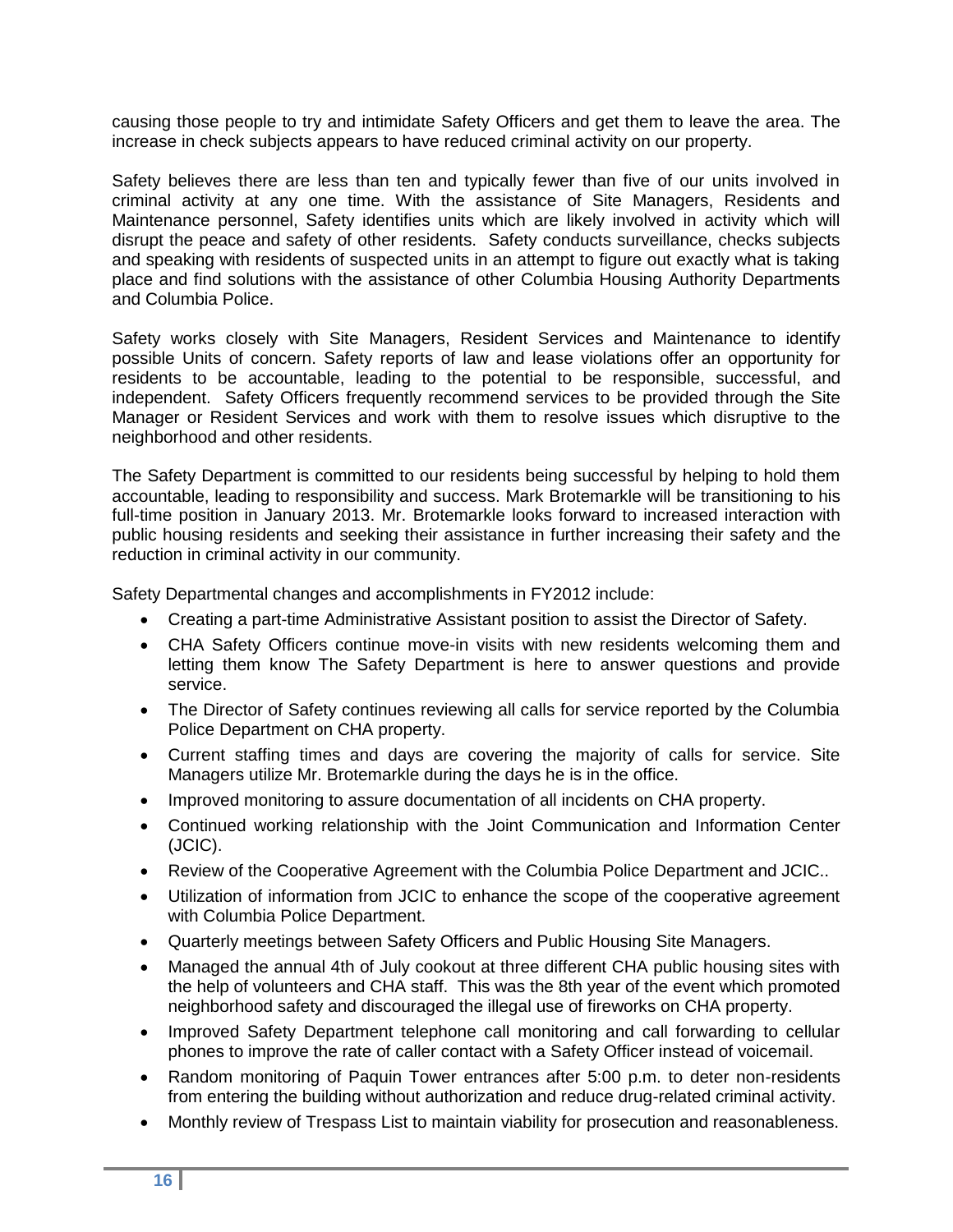causing those people to try and intimidate Safety Officers and get them to leave the area. The increase in check subjects appears to have reduced criminal activity on our property.

Safety believes there are less than ten and typically fewer than five of our units involved in criminal activity at any one time. With the assistance of Site Managers, Residents and Maintenance personnel, Safety identifies units which are likely involved in activity which will disrupt the peace and safety of other residents. Safety conducts surveillance, checks subjects and speaking with residents of suspected units in an attempt to figure out exactly what is taking place and find solutions with the assistance of other Columbia Housing Authority Departments and Columbia Police.

Safety works closely with Site Managers, Resident Services and Maintenance to identify possible Units of concern. Safety reports of law and lease violations offer an opportunity for residents to be accountable, leading to the potential to be responsible, successful, and independent. Safety Officers frequently recommend services to be provided through the Site Manager or Resident Services and work with them to resolve issues which disruptive to the neighborhood and other residents.

The Safety Department is committed to our residents being successful by helping to hold them accountable, leading to responsibility and success. Mark Brotemarkle will be transitioning to his full-time position in January 2013. Mr. Brotemarkle looks forward to increased interaction with public housing residents and seeking their assistance in further increasing their safety and the reduction in criminal activity in our community.

Safety Departmental changes and accomplishments in FY2012 include:

- Creating a part-time Administrative Assistant position to assist the Director of Safety.
- CHA Safety Officers continue move-in visits with new residents welcoming them and letting them know The Safety Department is here to answer questions and provide service.
- The Director of Safety continues reviewing all calls for service reported by the Columbia Police Department on CHA property.
- Current staffing times and days are covering the majority of calls for service. Site Managers utilize Mr. Brotemarkle during the days he is in the office.
- Improved monitoring to assure documentation of all incidents on CHA property.
- Continued working relationship with the Joint Communication and Information Center (JCIC).
- Review of the Cooperative Agreement with the Columbia Police Department and JCIC..
- Utilization of information from JCIC to enhance the scope of the cooperative agreement with Columbia Police Department.
- Quarterly meetings between Safety Officers and Public Housing Site Managers.
- Managed the annual 4th of July cookout at three different CHA public housing sites with the help of volunteers and CHA staff. This was the 8th year of the event which promoted neighborhood safety and discouraged the illegal use of fireworks on CHA property.
- Improved Safety Department telephone call monitoring and call forwarding to cellular phones to improve the rate of caller contact with a Safety Officer instead of voicemail.
- Random monitoring of Paquin Tower entrances after 5:00 p.m. to deter non-residents from entering the building without authorization and reduce drug-related criminal activity.
- Monthly review of Trespass List to maintain viability for prosecution and reasonableness.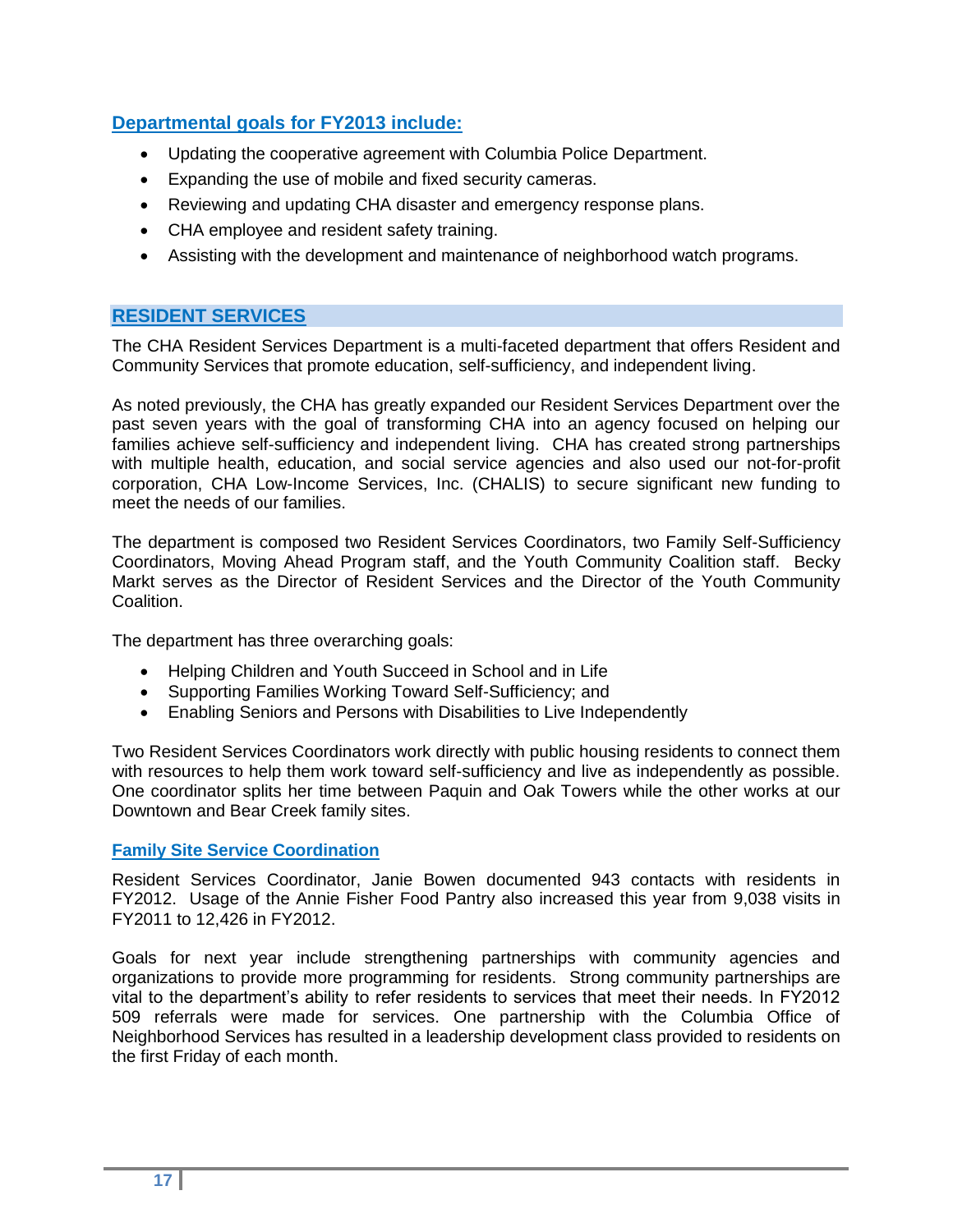### Departmental goals for FY2013 include:

- Updating the cooperative agreement with Columbia Police Department.
- Expanding the use of mobile and fixed security cameras.
- Reviewing and updating CHA disaster and emergency response plans.
- CHA employee and resident safety training.
- Assisting with the development and maintenance of neighborhood watch programs.

## RESIDENT SERVICES

The CHA Resident Services Department is a multi-faceted department that offers Resident and Community Services that promote education, self-sufficiency, and independent living.

As noted previously, the CHA has greatly expanded our Resident Services Department over the past seven years with the goal of transforming CHA into an agency focused on helping our families achieve self-sufficiency and independent living. CHA has created strong partnerships with multiple health, education, and social service agencies and also used our not-for-profit corporation, CHA Low-Income Services, Inc. (CHALIS) to secure significant new funding to meet the needs of our families.

The department is composed two Resident Services Coordinators, two Family Self-Sufficiency Coordinators, Moving Ahead Program staff, and the Youth Community Coalition staff. Becky Markt serves as the Director of Resident Services and the Director of the Youth Community Coalition.

The department has three overarching goals:

- Helping Children and Youth Succeed in School and in Life
- Supporting Families Working Toward Self-Sufficiency; and
- Enabling Seniors and Persons with Disabilities to Live Independently

Two Resident Services Coordinators work directly with public housing residents to connect them with resources to help them work toward self-sufficiency and live as independently as possible. One coordinator splits her time between Paquin and Oak Towers while the other works at our Downtown and Bear Creek family sites.

### Family Site Service Coordination

Resident Services Coordinator, Janie Bowen documented 943 contacts with residents in FY2012. Usage of the Annie Fisher Food Pantry also increased this year from 9,038 visits in FY2011 to 12,426 in FY2012.

Goals for next year include strengthening partnerships with community agencies and organizations to provide more programming for residents. Strong community partnerships are vital to the department's ability to refer residents to services that meet their needs. In FY2012 509 referrals were made for services. One partnership with the Columbia Office of Neighborhood Services has resulted in a leadership development class provided to residents on the first Friday of each month.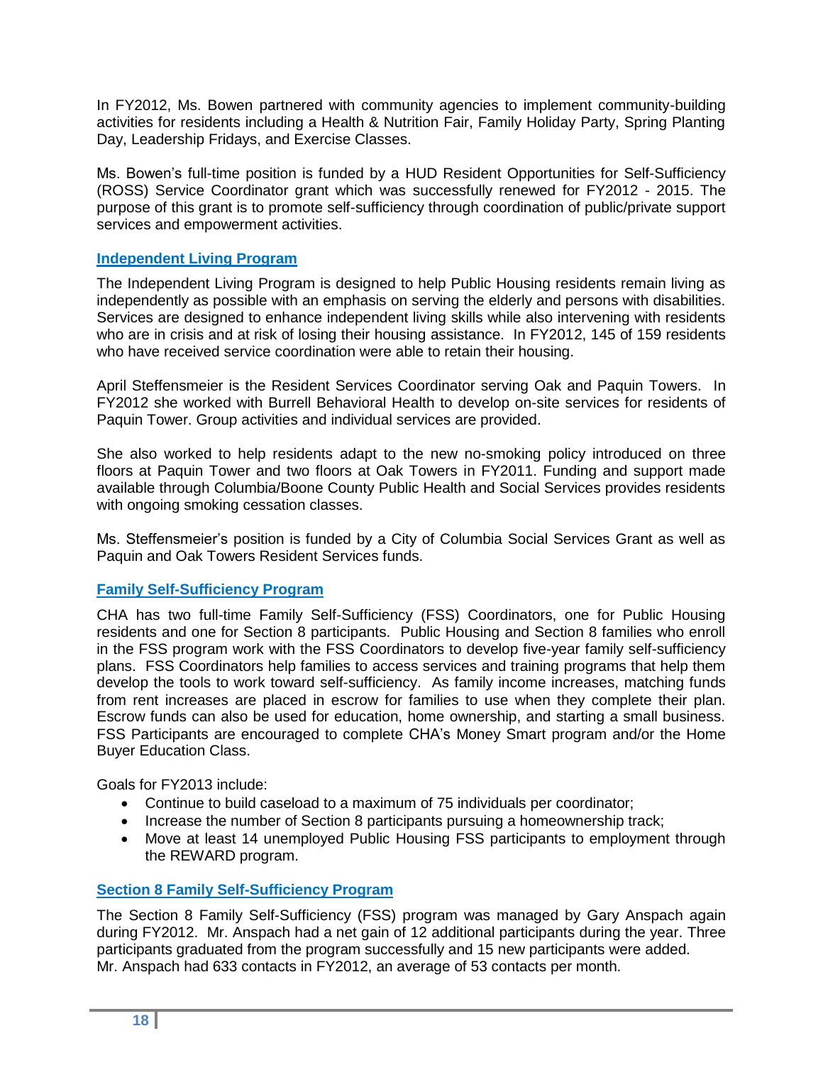In FY2012, Ms. Bowen partnered with community agencies to implement community-building activities for residents including a Health & Nutrition Fair, Family Holiday Party, Spring Planting Day, Leadership Fridays, and Exercise Classes.

Ms. Bowen's full-time position is funded by a HUD Resident Opportunities for Self-Sufficiency (ROSS) Service Coordinator grant which was successfully renewed for FY2012 - 2015. The purpose of this grant is to promote self-sufficiency through coordination of public/private support services and empowerment activities.

## Independent Living Program

The Independent Living Program is designed to help Public Housing residents remain living as independently as possible with an emphasis on serving the elderly and persons with disabilities. Services are designed to enhance independent living skills while also intervening with residents who are in crisis and at risk of losing their housing assistance. In FY2012, 145 of 159 residents who have received service coordination were able to retain their housing.

April Steffensmeier is the Resident Services Coordinator serving Oak and Paquin Towers. In FY2012 she worked with Burrell Behavioral Health to develop on-site services for residents of Paquin Tower. Group activities and individual services are provided.

She also worked to help residents adapt to the new no-smoking policy introduced on three floors at Paquin Tower and two floors at Oak Towers in FY2011. Funding and support made available through Columbia/Boone County Public Health and Social Services provides residents with ongoing smoking cessation classes.

Ms. Steffensmeier's position is funded by a City of Columbia Social Services Grant as well as Paquin and Oak Towers Resident Services funds.

## Family Self-Sufficiency Program

CHA has two full-time Family Self-Sufficiency (FSS) Coordinators, one for Public Housing residents and one for Section 8 participants. Public Housing and Section 8 families who enroll in the FSS program work with the FSS Coordinators to develop five-year family self-sufficiency plans. FSS Coordinators help families to access services and training programs that help them develop the tools to work toward self-sufficiency. As family income increases, matching funds from rent increases are placed in escrow for families to use when they complete their plan. Escrow funds can also be used for education, home ownership, and starting a small business. FSS Participants are encouraged to complete CHA's Money Smart program and/or the Home Buyer Education Class.

Goals for FY2013 include:

- Continue to build caseload to a maximum of 75 individuals per coordinator;
- Increase the number of Section 8 participants pursuing a homeownership track;
- Move at least 14 unemployed Public Housing FSS participants to employment through the REWARD program.

## Section 8 Family Self-Sufficiency Program

The Section 8 Family Self-Sufficiency (FSS) program was managed by Gary Anspach again during FY2012. Mr. Anspach had a net gain of 12 additional participants during the year. Three participants graduated from the program successfully and 15 new participants were added. Mr. Anspach had 633 contacts in FY2012, an average of 53 contacts per month.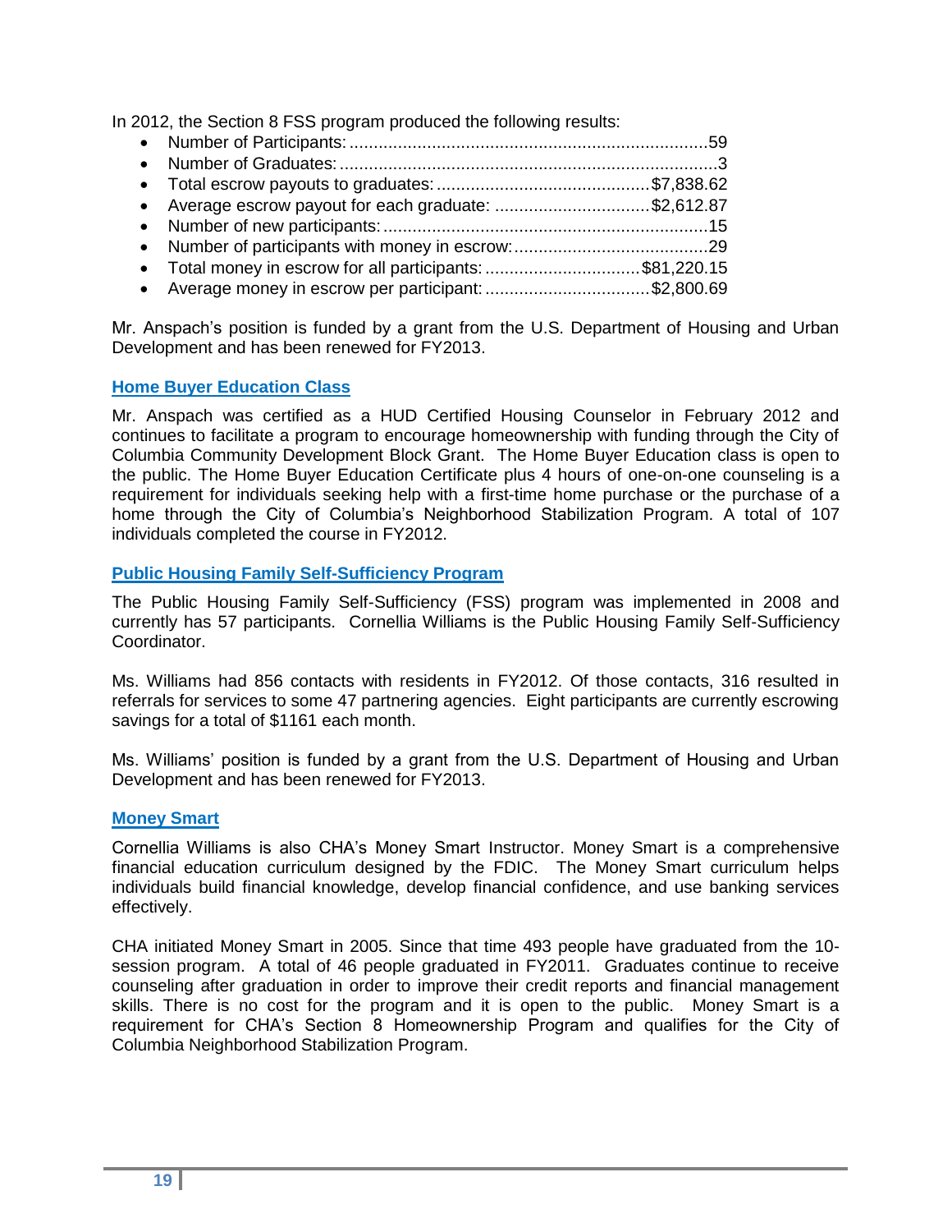In 2012, the Section 8 FSS program produced the following results:

- Number of Participants: ........................................................................59
- Number of Graduates: .............................................................................3
- Total escrow payouts to graduates: ..........................................$7,838.62
- Average escrow payout for each graduate: ...............................$2,612.87
- Number of new participants: .................................................................15
- Number of participants with money in escrow: .......................................29
- Total money in escrow for all participants: ...............................$81,220.15
- Average money in escrow per participant: .................................$2,800.69

Mr. Anspach's position is funded by a grant from the U.S. Department of Housing and Urban Development and has been renewed for FY2013.

## Home Buyer Education Class

Mr. Anspach was certified as a HUD Certified Housing Counselor in February 2012 and continues to facilitate a program to encourage homeownership with funding through the City of Columbia Community Development Block Grant. The Home Buyer Education class is open to the public. The Home Buyer Education Certificate plus 4 hours of one-on-one counseling is a requirement for individuals seeking help with a first-time home purchase or the purchase of a home through the City of Columbia's Neighborhood Stabilization Program. A total of 107 individuals completed the course in FY2012.

## Public Housing Family Self-Sufficiency Program

The Public Housing Family Self-Sufficiency (FSS) program was implemented in 2008 and currently has 57 participants. Cornellia Williams is the Public Housing Family Self-Sufficiency Coordinator.

Ms. Williams had 856 contacts with residents in FY2012. Of those contacts, 316 resulted in referrals for services to some 47 partnering agencies. Eight participants are currently escrowing savings for a total of $1161 each month.

Ms. Williams' position is funded by a grant from the U.S. Department of Housing and Urban Development and has been renewed for FY2013.

## Money Smart

Cornellia Williams is also CHA's Money Smart Instructor. Money Smart is a comprehensive financial education curriculum designed by the FDIC. The Money Smart curriculum helps individuals build financial knowledge, develop financial confidence, and use banking services effectively.

CHA initiated Money Smart in 2005. Since that time 493 people have graduated from the 10-session program. A total of 46 people graduated in FY2011. Graduates continue to receive counseling after graduation in order to improve their credit reports and financial management skills. There is no cost for the program and it is open to the public. Money Smart is a requirement for CHA's Section 8 Homeownership Program and qualifies for the City of Columbia Neighborhood Stabilization Program.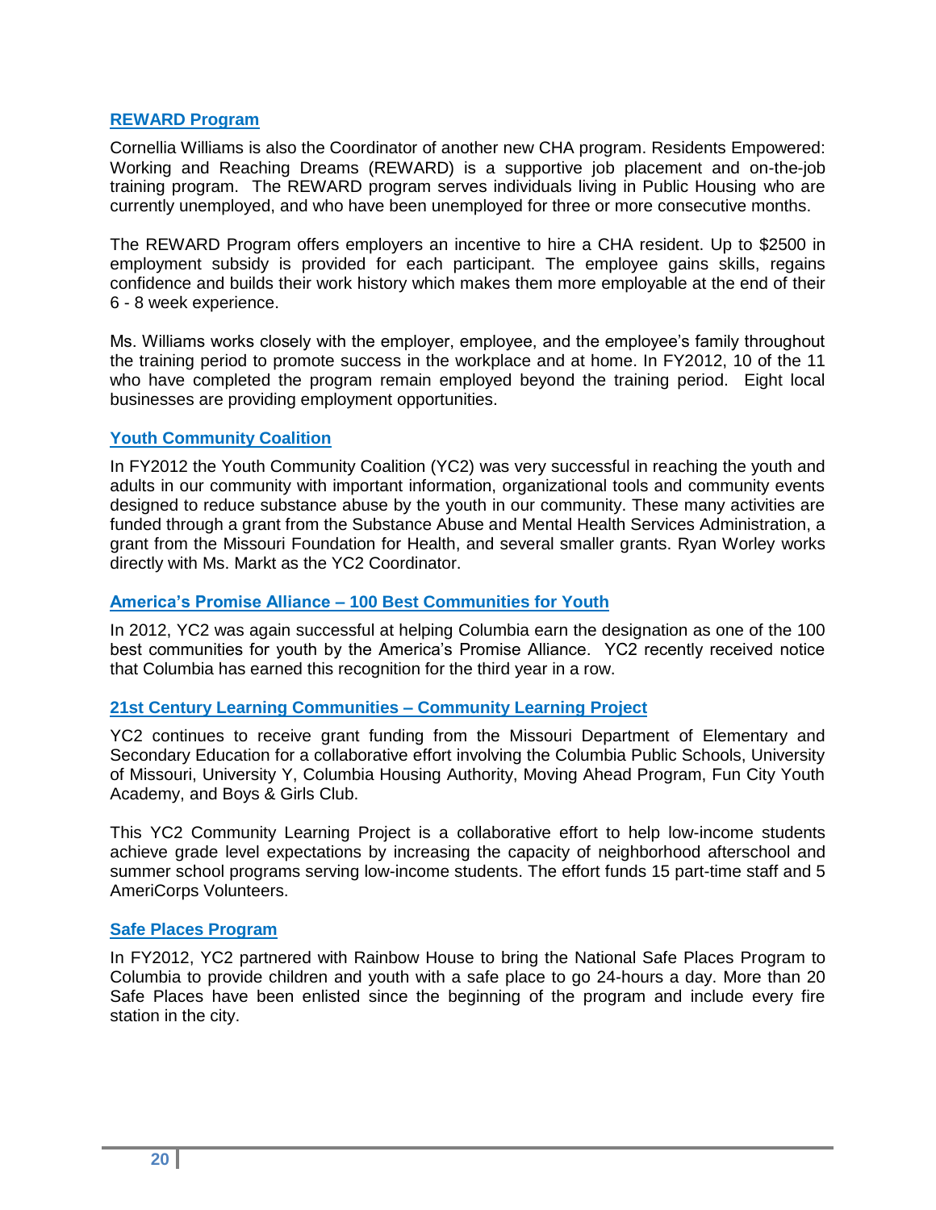### REWARD Program

Cornellia Williams is also the Coordinator of another new CHA program. Residents Empowered: Working and Reaching Dreams (REWARD) is a supportive job placement and on-the-job training program. The REWARD program serves individuals living in Public Housing who are currently unemployed, and who have been unemployed for three or more consecutive months.

The REWARD Program offers employers an incentive to hire a CHA resident. Up to $2500 in employment subsidy is provided for each participant. The employee gains skills, regains confidence and builds their work history which makes them more employable at the end of their 6 - 8 week experience.

Ms. Williams works closely with the employer, employee, and the employee's family throughout the training period to promote success in the workplace and at home. In FY2012, 10 of the 11 who have completed the program remain employed beyond the training period. Eight local businesses are providing employment opportunities.

### Youth Community Coalition

In FY2012 the Youth Community Coalition (YC2) was very successful in reaching the youth and adults in our community with important information, organizational tools and community events designed to reduce substance abuse by the youth in our community. These many activities are funded through a grant from the Substance Abuse and Mental Health Services Administration, a grant from the Missouri Foundation for Health, and several smaller grants. Ryan Worley works directly with Ms. Markt as the YC2 Coordinator.

### America's Promise Alliance – 100 Best Communities for Youth

In 2012, YC2 was again successful at helping Columbia earn the designation as one of the 100 best communities for youth by the America's Promise Alliance. YC2 recently received notice that Columbia has earned this recognition for the third year in a row.

### 21st Century Learning Communities – Community Learning Project

YC2 continues to receive grant funding from the Missouri Department of Elementary and Secondary Education for a collaborative effort involving the Columbia Public Schools, University of Missouri, University Y, Columbia Housing Authority, Moving Ahead Program, Fun City Youth Academy, and Boys & Girls Club.

This YC2 Community Learning Project is a collaborative effort to help low-income students achieve grade level expectations by increasing the capacity of neighborhood afterschool and summer school programs serving low-income students. The effort funds 15 part-time staff and 5 AmeriCorps Volunteers.

### Safe Places Program

In FY2012, YC2 partnered with Rainbow House to bring the National Safe Places Program to Columbia to provide children and youth with a safe place to go 24-hours a day. More than 20 Safe Places have been enlisted since the beginning of the program and include every fire station in the city.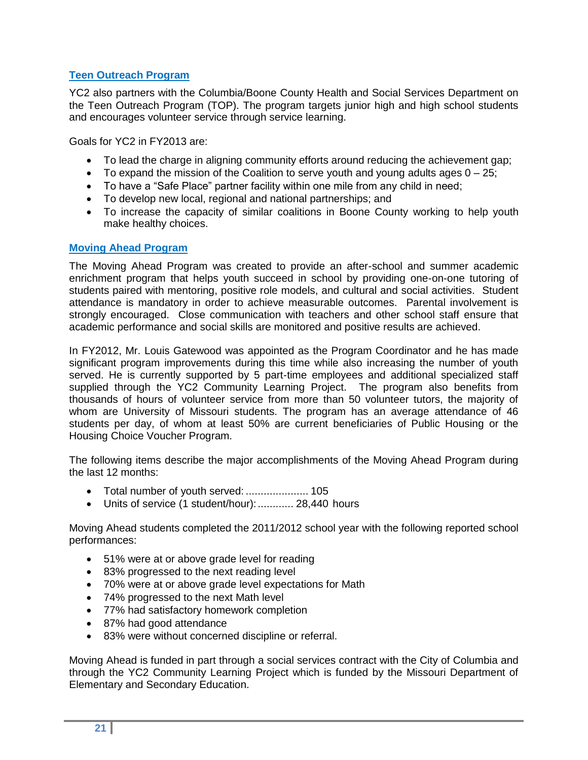### Teen Outreach Program

YC2 also partners with the Columbia/Boone County Health and Social Services Department on the Teen Outreach Program (TOP). The program targets junior high and high school students and encourages volunteer service through service learning.

Goals for YC2 in FY2013 are:

- To lead the charge in aligning community efforts around reducing the achievement gap;
- To expand the mission of the Coalition to serve youth and young adults ages 0 – 25;
- To have a "Safe Place" partner facility within one mile from any child in need;
- To develop new local, regional and national partnerships; and
- To increase the capacity of similar coalitions in Boone County working to help youth make healthy choices.

### Moving Ahead Program

The Moving Ahead Program was created to provide an after-school and summer academic enrichment program that helps youth succeed in school by providing one-on-one tutoring of students paired with mentoring, positive role models, and cultural and social activities. Student attendance is mandatory in order to achieve measurable outcomes. Parental involvement is strongly encouraged. Close communication with teachers and other school staff ensure that academic performance and social skills are monitored and positive results are achieved.

In FY2012, Mr. Louis Gatewood was appointed as the Program Coordinator and he has made significant program improvements during this time while also increasing the number of youth served. He is currently supported by 5 part-time employees and additional specialized staff supplied through the YC2 Community Learning Project. The program also benefits from thousands of hours of volunteer service from more than 50 volunteer tutors, the majority of whom are University of Missouri students. The program has an average attendance of 46 students per day, of whom at least 50% are current beneficiaries of Public Housing or the Housing Choice Voucher Program.

The following items describe the major accomplishments of the Moving Ahead Program during the last 12 months:

- Total number of youth served: ..................... 105
- Units of service (1 student/hour): ............ 28,440 hours

Moving Ahead students completed the 2011/2012 school year with the following reported school performances:

- 51% were at or above grade level for reading
- 83% progressed to the next reading level
- 70% were at or above grade level expectations for Math
- 74% progressed to the next Math level
- 77% had satisfactory homework completion
- 87% had good attendance
- 83% were without concerned discipline or referral.

Moving Ahead is funded in part through a social services contract with the City of Columbia and through the YC2 Community Learning Project which is funded by the Missouri Department of Elementary and Secondary Education.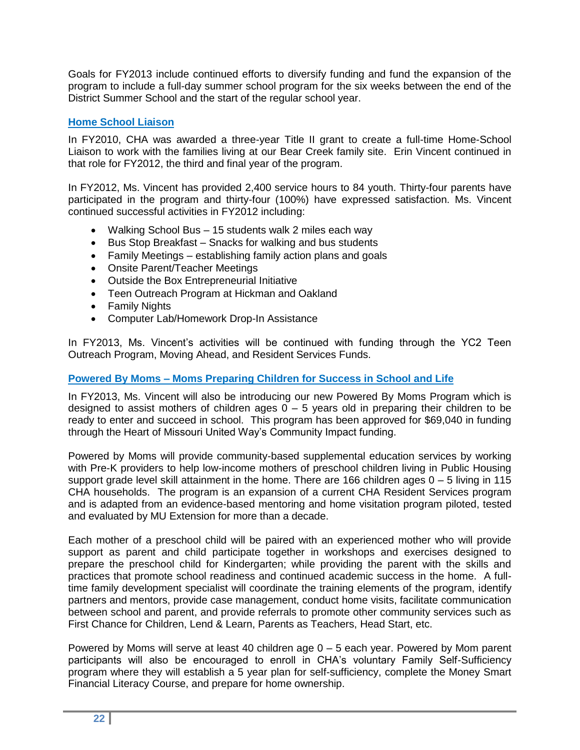Goals for FY2013 include continued efforts to diversify funding and fund the expansion of the program to include a full-day summer school program for the six weeks between the end of the District Summer School and the start of the regular school year.

## Home School Liaison

In FY2010, CHA was awarded a three-year Title II grant to create a full-time Home-School Liaison to work with the families living at our Bear Creek family site. Erin Vincent continued in that role for FY2012, the third and final year of the program.

In FY2012, Ms. Vincent has provided 2,400 service hours to 84 youth. Thirty-four parents have participated in the program and thirty-four (100%) have expressed satisfaction. Ms. Vincent continued successful activities in FY2012 including:

- Walking School Bus – 15 students walk 2 miles each way
- Bus Stop Breakfast – Snacks for walking and bus students
- Family Meetings – establishing family action plans and goals
- Onsite Parent/Teacher Meetings
- Outside the Box Entrepreneurial Initiative
- Teen Outreach Program at Hickman and Oakland
- Family Nights
- Computer Lab/Homework Drop-In Assistance

In FY2013, Ms. Vincent's activities will be continued with funding through the YC2 Teen Outreach Program, Moving Ahead, and Resident Services Funds.

## Powered By Moms – Moms Preparing Children for Success in School and Life

In FY2013, Ms. Vincent will also be introducing our new Powered By Moms Program which is designed to assist mothers of children ages 0 – 5 years old in preparing their children to be ready to enter and succeed in school. This program has been approved for $69,040 in funding through the Heart of Missouri United Way's Community Impact funding.

Powered by Moms will provide community-based supplemental education services by working with Pre-K providers to help low-income mothers of preschool children living in Public Housing support grade level skill attainment in the home. There are 166 children ages 0 – 5 living in 115 CHA households. The program is an expansion of a current CHA Resident Services program and is adapted from an evidence-based mentoring and home visitation program piloted, tested and evaluated by MU Extension for more than a decade.

Each mother of a preschool child will be paired with an experienced mother who will provide support as parent and child participate together in workshops and exercises designed to prepare the preschool child for Kindergarten; while providing the parent with the skills and practices that promote school readiness and continued academic success in the home. A full-time family development specialist will coordinate the training elements of the program, identify partners and mentors, provide case management, conduct home visits, facilitate communication between school and parent, and provide referrals to promote other community services such as First Chance for Children, Lend & Learn, Parents as Teachers, Head Start, etc.

Powered by Moms will serve at least 40 children age 0 – 5 each year. Powered by Mom parent participants will also be encouraged to enroll in CHA's voluntary Family Self-Sufficiency program where they will establish a 5 year plan for self-sufficiency, complete the Money Smart Financial Literacy Course, and prepare for home ownership.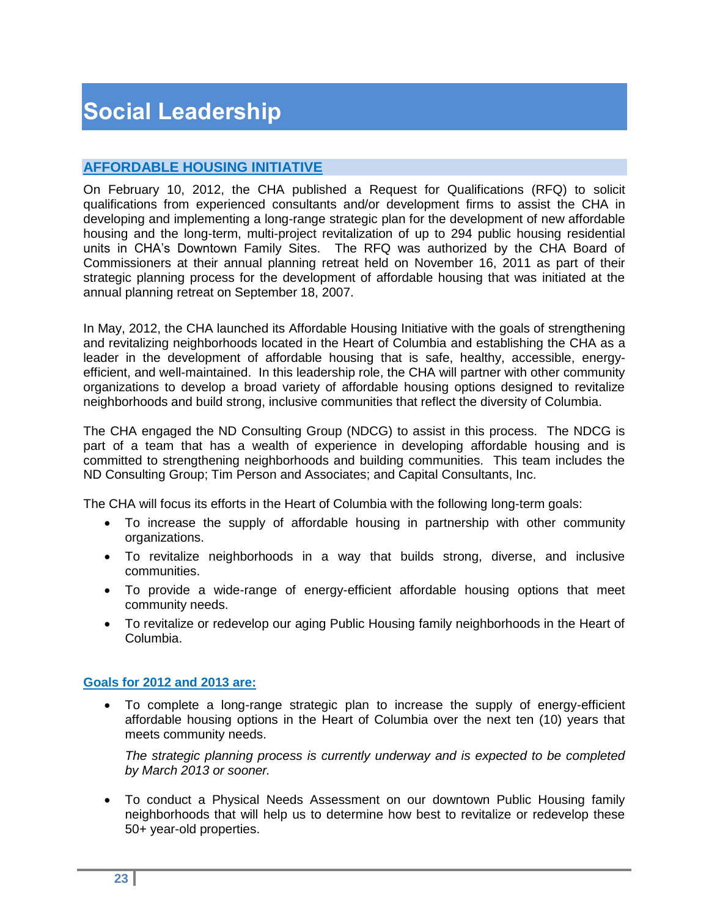# Social Leadership

## AFFORDABLE HOUSING INITIATIVE

On February 10, 2012, the CHA published a Request for Qualifications (RFQ) to solicit qualifications from experienced consultants and/or development firms to assist the CHA in developing and implementing a long-range strategic plan for the development of new affordable housing and the long-term, multi-project revitalization of up to 294 public housing residential units in CHA's Downtown Family Sites. The RFQ was authorized by the CHA Board of Commissioners at their annual planning retreat held on November 16, 2011 as part of their strategic planning process for the development of affordable housing that was initiated at the annual planning retreat on September 18, 2007.

In May, 2012, the CHA launched its Affordable Housing Initiative with the goals of strengthening and revitalizing neighborhoods located in the Heart of Columbia and establishing the CHA as a leader in the development of affordable housing that is safe, healthy, accessible, energy-efficient, and well-maintained. In this leadership role, the CHA will partner with other community organizations to develop a broad variety of affordable housing options designed to revitalize neighborhoods and build strong, inclusive communities that reflect the diversity of Columbia.

The CHA engaged the ND Consulting Group (NDCG) to assist in this process. The NDCG is part of a team that has a wealth of experience in developing affordable housing and is committed to strengthening neighborhoods and building communities. This team includes the ND Consulting Group; Tim Person and Associates; and Capital Consultants, Inc.

The CHA will focus its efforts in the Heart of Columbia with the following long-term goals:

- To increase the supply of affordable housing in partnership with other community organizations.
- To revitalize neighborhoods in a way that builds strong, diverse, and inclusive communities.
- To provide a wide-range of energy-efficient affordable housing options that meet community needs.
- To revitalize or redevelop our aging Public Housing family neighborhoods in the Heart of Columbia.

### Goals for 2012 and 2013 are:

- To complete a long-range strategic plan to increase the supply of energy-efficient affordable housing options in the Heart of Columbia over the next ten (10) years that meets community needs.

  *The strategic planning process is currently underway and is expected to be completed by March 2013 or sooner.*

- To conduct a Physical Needs Assessment on our downtown Public Housing family neighborhoods that will help us to determine how best to revitalize or redevelop these 50+ year-old properties.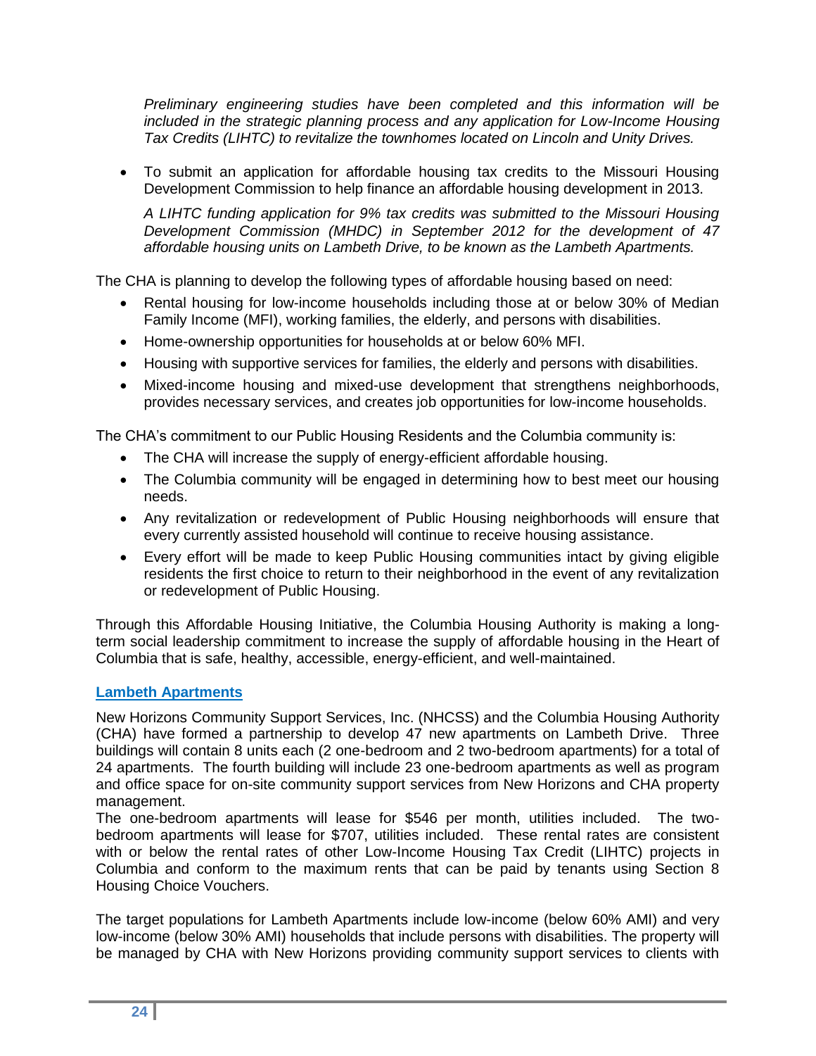*Preliminary engineering studies have been completed and this information will be included in the strategic planning process and any application for Low-Income Housing Tax Credits (LIHTC) to revitalize the townhomes located on Lincoln and Unity Drives.*

- To submit an application for affordable housing tax credits to the Missouri Housing Development Commission to help finance an affordable housing development in 2013.

  *A LIHTC funding application for 9% tax credits was submitted to the Missouri Housing Development Commission (MHDC) in September 2012 for the development of 47 affordable housing units on Lambeth Drive, to be known as the Lambeth Apartments.*

The CHA is planning to develop the following types of affordable housing based on need:

- Rental housing for low-income households including those at or below 30% of Median Family Income (MFI), working families, the elderly, and persons with disabilities.
- Home-ownership opportunities for households at or below 60% MFI.
- Housing with supportive services for families, the elderly and persons with disabilities.
- Mixed-income housing and mixed-use development that strengthens neighborhoods, provides necessary services, and creates job opportunities for low-income households.

The CHA's commitment to our Public Housing Residents and the Columbia community is:

- The CHA will increase the supply of energy-efficient affordable housing.
- The Columbia community will be engaged in determining how to best meet our housing needs.
- Any revitalization or redevelopment of Public Housing neighborhoods will ensure that every currently assisted household will continue to receive housing assistance.
- Every effort will be made to keep Public Housing communities intact by giving eligible residents the first choice to return to their neighborhood in the event of any revitalization or redevelopment of Public Housing.

Through this Affordable Housing Initiative, the Columbia Housing Authority is making a long-term social leadership commitment to increase the supply of affordable housing in the Heart of Columbia that is safe, healthy, accessible, energy-efficient, and well-maintained.

### Lambeth Apartments

New Horizons Community Support Services, Inc. (NHCSS) and the Columbia Housing Authority (CHA) have formed a partnership to develop 47 new apartments on Lambeth Drive. Three buildings will contain 8 units each (2 one-bedroom and 2 two-bedroom apartments) for a total of 24 apartments. The fourth building will include 23 one-bedroom apartments as well as program and office space for on-site community support services from New Horizons and CHA property management.
The one-bedroom apartments will lease for $546 per month, utilities included. The two-bedroom apartments will lease for $707, utilities included. These rental rates are consistent with or below the rental rates of other Low-Income Housing Tax Credit (LIHTC) projects in Columbia and conform to the maximum rents that can be paid by tenants using Section 8 Housing Choice Vouchers.

The target populations for Lambeth Apartments include low-income (below 60% AMI) and very low-income (below 30% AMI) households that include persons with disabilities. The property will be managed by CHA with New Horizons providing community support services to clients with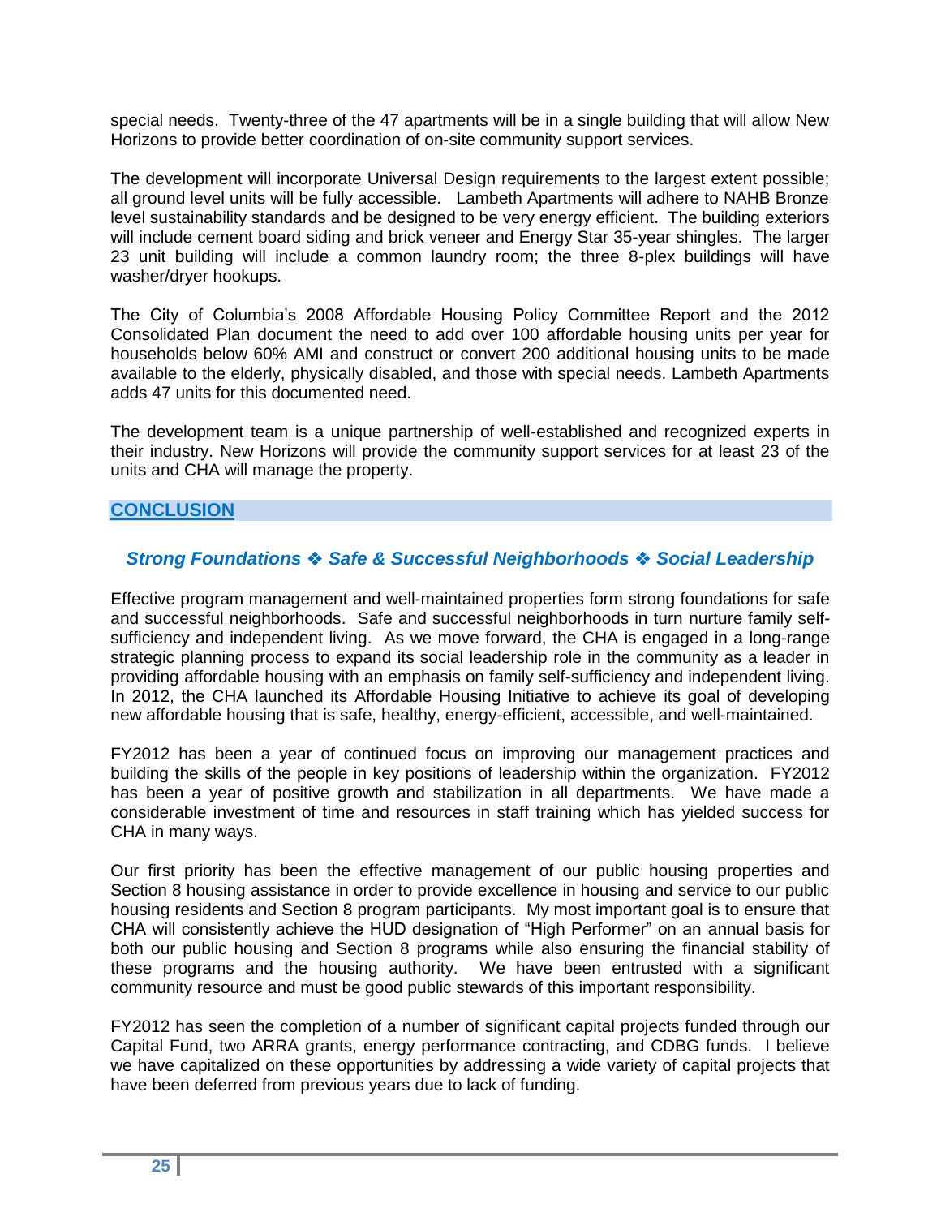special needs. Twenty-three of the 47 apartments will be in a single building that will allow New Horizons to provide better coordination of on-site community support services.

The development will incorporate Universal Design requirements to the largest extent possible; all ground level units will be fully accessible. Lambeth Apartments will adhere to NAHB Bronze level sustainability standards and be designed to be very energy efficient. The building exteriors will include cement board siding and brick veneer and Energy Star 35-year shingles. The larger 23 unit building will include a common laundry room; the three 8-plex buildings will have washer/dryer hookups.

The City of Columbia's 2008 Affordable Housing Policy Committee Report and the 2012 Consolidated Plan document the need to add over 100 affordable housing units per year for households below 60% AMI and construct or convert 200 additional housing units to be made available to the elderly, physically disabled, and those with special needs. Lambeth Apartments adds 47 units for this documented need.

The development team is a unique partnership of well-established and recognized experts in their industry. New Horizons will provide the community support services for at least 23 of the units and CHA will manage the property.

## CONCLUSION

***Strong Foundations ❖ Safe & Successful Neighborhoods ❖ Social Leadership***

Effective program management and well-maintained properties form strong foundations for safe and successful neighborhoods. Safe and successful neighborhoods in turn nurture family self-sufficiency and independent living. As we move forward, the CHA is engaged in a long-range strategic planning process to expand its social leadership role in the community as a leader in providing affordable housing with an emphasis on family self-sufficiency and independent living. In 2012, the CHA launched its Affordable Housing Initiative to achieve its goal of developing new affordable housing that is safe, healthy, energy-efficient, accessible, and well-maintained.

FY2012 has been a year of continued focus on improving our management practices and building the skills of the people in key positions of leadership within the organization. FY2012 has been a year of positive growth and stabilization in all departments. We have made a considerable investment of time and resources in staff training which has yielded success for CHA in many ways.

Our first priority has been the effective management of our public housing properties and Section 8 housing assistance in order to provide excellence in housing and service to our public housing residents and Section 8 program participants. My most important goal is to ensure that CHA will consistently achieve the HUD designation of "High Performer" on an annual basis for both our public housing and Section 8 programs while also ensuring the financial stability of these programs and the housing authority. We have been entrusted with a significant community resource and must be good public stewards of this important responsibility.

FY2012 has seen the completion of a number of significant capital projects funded through our Capital Fund, two ARRA grants, energy performance contracting, and CDBG funds. I believe we have capitalized on these opportunities by addressing a wide variety of capital projects that have been deferred from previous years due to lack of funding.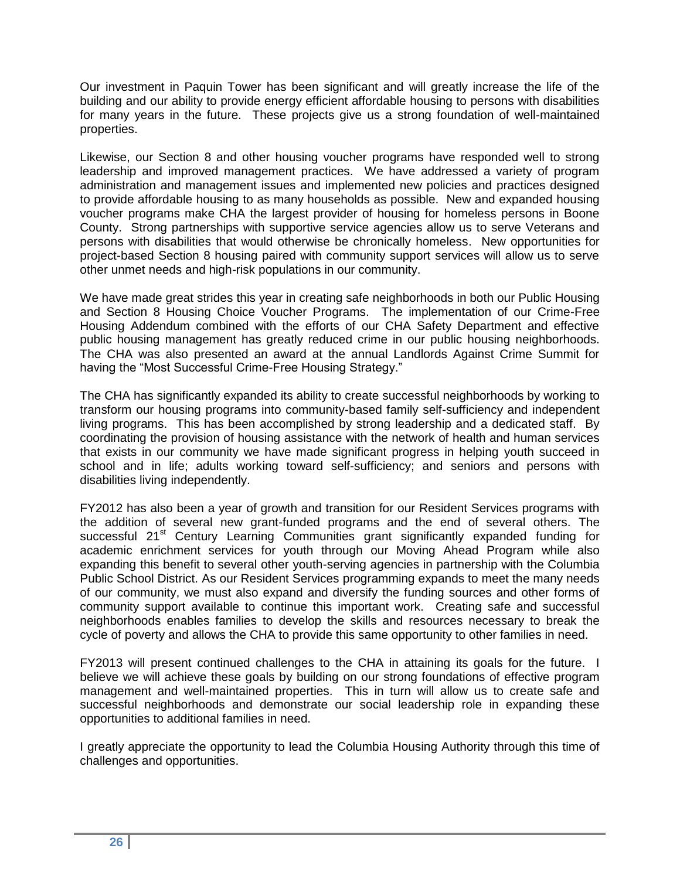Our investment in Paquin Tower has been significant and will greatly increase the life of the building and our ability to provide energy efficient affordable housing to persons with disabilities for many years in the future. These projects give us a strong foundation of well-maintained properties.

Likewise, our Section 8 and other housing voucher programs have responded well to strong leadership and improved management practices. We have addressed a variety of program administration and management issues and implemented new policies and practices designed to provide affordable housing to as many households as possible. New and expanded housing voucher programs make CHA the largest provider of housing for homeless persons in Boone County. Strong partnerships with supportive service agencies allow us to serve Veterans and persons with disabilities that would otherwise be chronically homeless. New opportunities for project-based Section 8 housing paired with community support services will allow us to serve other unmet needs and high-risk populations in our community.

We have made great strides this year in creating safe neighborhoods in both our Public Housing and Section 8 Housing Choice Voucher Programs. The implementation of our Crime-Free Housing Addendum combined with the efforts of our CHA Safety Department and effective public housing management has greatly reduced crime in our public housing neighborhoods. The CHA was also presented an award at the annual Landlords Against Crime Summit for having the "Most Successful Crime-Free Housing Strategy."

The CHA has significantly expanded its ability to create successful neighborhoods by working to transform our housing programs into community-based family self-sufficiency and independent living programs. This has been accomplished by strong leadership and a dedicated staff. By coordinating the provision of housing assistance with the network of health and human services that exists in our community we have made significant progress in helping youth succeed in school and in life; adults working toward self-sufficiency; and seniors and persons with disabilities living independently.

FY2012 has also been a year of growth and transition for our Resident Services programs with the addition of several new grant-funded programs and the end of several others. The successful 21st Century Learning Communities grant significantly expanded funding for academic enrichment services for youth through our Moving Ahead Program while also expanding this benefit to several other youth-serving agencies in partnership with the Columbia Public School District. As our Resident Services programming expands to meet the many needs of our community, we must also expand and diversify the funding sources and other forms of community support available to continue this important work. Creating safe and successful neighborhoods enables families to develop the skills and resources necessary to break the cycle of poverty and allows the CHA to provide this same opportunity to other families in need.

FY2013 will present continued challenges to the CHA in attaining its goals for the future. I believe we will achieve these goals by building on our strong foundations of effective program management and well-maintained properties. This in turn will allow us to create safe and successful neighborhoods and demonstrate our social leadership role in expanding these opportunities to additional families in need.

I greatly appreciate the opportunity to lead the Columbia Housing Authority through this time of challenges and opportunities.